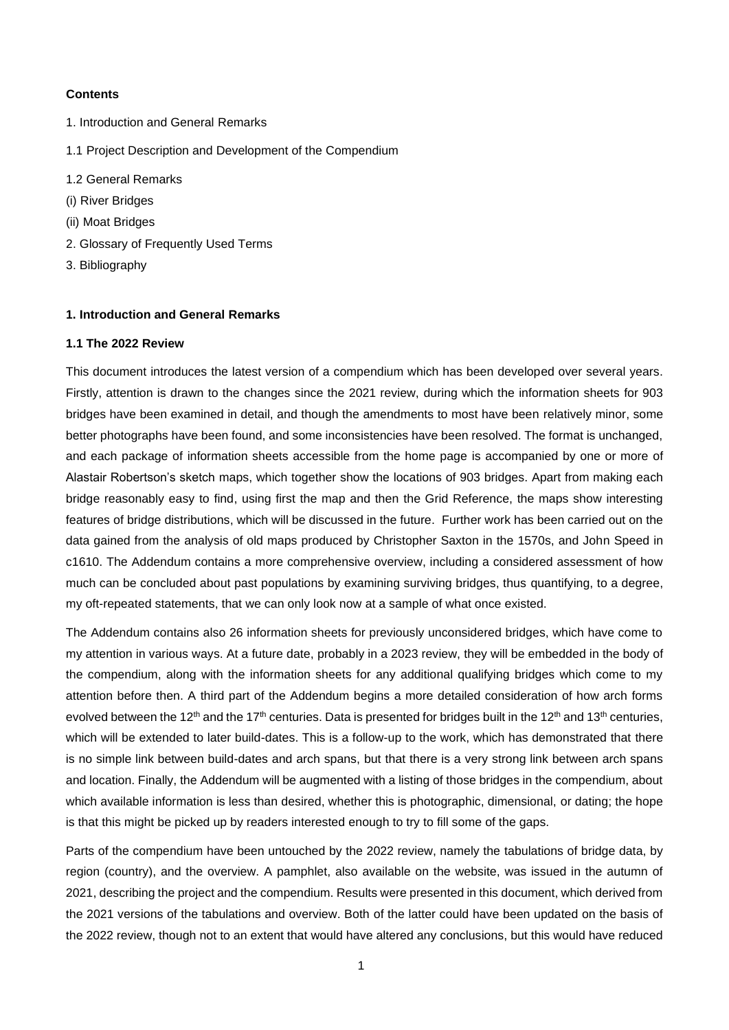**Contents**

1. Introduction and General Remarks

1.1 Project Description and Development of the Compendium

1.2 General Remarks

(i) River Bridges

(ii) Moat Bridges

2. Glossary of Frequently Used Terms

3. Bibliography

## 1. Introduction and General Remarks

### 1.1 The 2022 Review

This document introduces the latest version of a compendium which has been developed over several years. Firstly, attention is drawn to the changes since the 2021 review, during which the information sheets for 903 bridges have been examined in detail, and though the amendments to most have been relatively minor, some better photographs have been found, and some inconsistencies have been resolved. The format is unchanged, and each package of information sheets accessible from the home page is accompanied by one or more of Alastair Robertson's sketch maps, which together show the locations of 903 bridges. Apart from making each bridge reasonably easy to find, using first the map and then the Grid Reference, the maps show interesting features of bridge distributions, which will be discussed in the future. Further work has been carried out on the data gained from the analysis of old maps produced by Christopher Saxton in the 1570s, and John Speed in c1610. The Addendum contains a more comprehensive overview, including a considered assessment of how much can be concluded about past populations by examining surviving bridges, thus quantifying, to a degree, my oft-repeated statements, that we can only look now at a sample of what once existed.

The Addendum contains also 26 information sheets for previously unconsidered bridges, which have come to my attention in various ways. At a future date, probably in a 2023 review, they will be embedded in the body of the compendium, along with the information sheets for any additional qualifying bridges which come to my attention before then. A third part of the Addendum begins a more detailed consideration of how arch forms evolved between the 12th and the 17th centuries. Data is presented for bridges built in the 12th and 13th centuries, which will be extended to later build-dates. This is a follow-up to the work, which has demonstrated that there is no simple link between build-dates and arch spans, but that there is a very strong link between arch spans and location. Finally, the Addendum will be augmented with a listing of those bridges in the compendium, about which available information is less than desired, whether this is photographic, dimensional, or dating; the hope is that this might be picked up by readers interested enough to try to fill some of the gaps.

Parts of the compendium have been untouched by the 2022 review, namely the tabulations of bridge data, by region (country), and the overview. A pamphlet, also available on the website, was issued in the autumn of 2021, describing the project and the compendium. Results were presented in this document, which derived from the 2021 versions of the tabulations and overview. Both of the latter could have been updated on the basis of the 2022 review, though not to an extent that would have altered any conclusions, but this would have reduced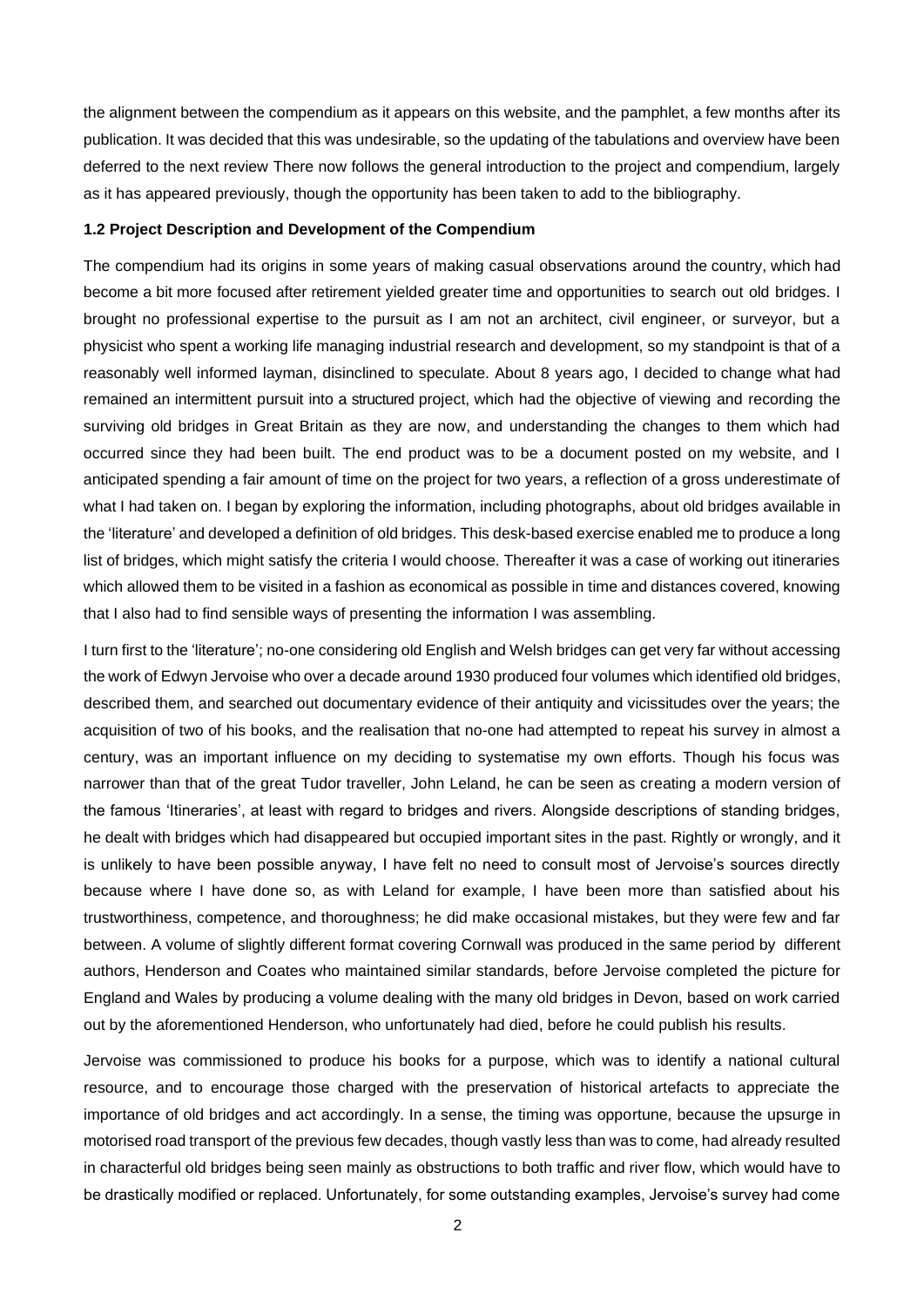the alignment between the compendium as it appears on this website, and the pamphlet, a few months after its publication. It was decided that this was undesirable, so the updating of the tabulations and overview have been deferred to the next review There now follows the general introduction to the project and compendium, largely as it has appeared previously, though the opportunity has been taken to add to the bibliography.

**1.2 Project Description and Development of the Compendium**

The compendium had its origins in some years of making casual observations around the country, which had become a bit more focused after retirement yielded greater time and opportunities to search out old bridges. I brought no professional expertise to the pursuit as I am not an architect, civil engineer, or surveyor, but a physicist who spent a working life managing industrial research and development, so my standpoint is that of a reasonably well informed layman, disinclined to speculate. About 8 years ago, I decided to change what had remained an intermittent pursuit into a structured project, which had the objective of viewing and recording the surviving old bridges in Great Britain as they are now, and understanding the changes to them which had occurred since they had been built. The end product was to be a document posted on my website, and I anticipated spending a fair amount of time on the project for two years, a reflection of a gross underestimate of what I had taken on. I began by exploring the information, including photographs, about old bridges available in the 'literature' and developed a definition of old bridges. This desk-based exercise enabled me to produce a long list of bridges, which might satisfy the criteria I would choose. Thereafter it was a case of working out itineraries which allowed them to be visited in a fashion as economical as possible in time and distances covered, knowing that I also had to find sensible ways of presenting the information I was assembling.

I turn first to the 'literature'; no-one considering old English and Welsh bridges can get very far without accessing the work of Edwyn Jervoise who over a decade around 1930 produced four volumes which identified old bridges, described them, and searched out documentary evidence of their antiquity and vicissitudes over the years; the acquisition of two of his books, and the realisation that no-one had attempted to repeat his survey in almost a century, was an important influence on my deciding to systematise my own efforts. Though his focus was narrower than that of the great Tudor traveller, John Leland, he can be seen as creating a modern version of the famous 'Itineraries', at least with regard to bridges and rivers. Alongside descriptions of standing bridges, he dealt with bridges which had disappeared but occupied important sites in the past. Rightly or wrongly, and it is unlikely to have been possible anyway, I have felt no need to consult most of Jervoise's sources directly because where I have done so, as with Leland for example, I have been more than satisfied about his trustworthiness, competence, and thoroughness; he did make occasional mistakes, but they were few and far between. A volume of slightly different format covering Cornwall was produced in the same period by different authors, Henderson and Coates who maintained similar standards, before Jervoise completed the picture for England and Wales by producing a volume dealing with the many old bridges in Devon, based on work carried out by the aforementioned Henderson, who unfortunately had died, before he could publish his results.

Jervoise was commissioned to produce his books for a purpose, which was to identify a national cultural resource, and to encourage those charged with the preservation of historical artefacts to appreciate the importance of old bridges and act accordingly. In a sense, the timing was opportune, because the upsurge in motorised road transport of the previous few decades, though vastly less than was to come, had already resulted in characterful old bridges being seen mainly as obstructions to both traffic and river flow, which would have to be drastically modified or replaced. Unfortunately, for some outstanding examples, Jervoise's survey had come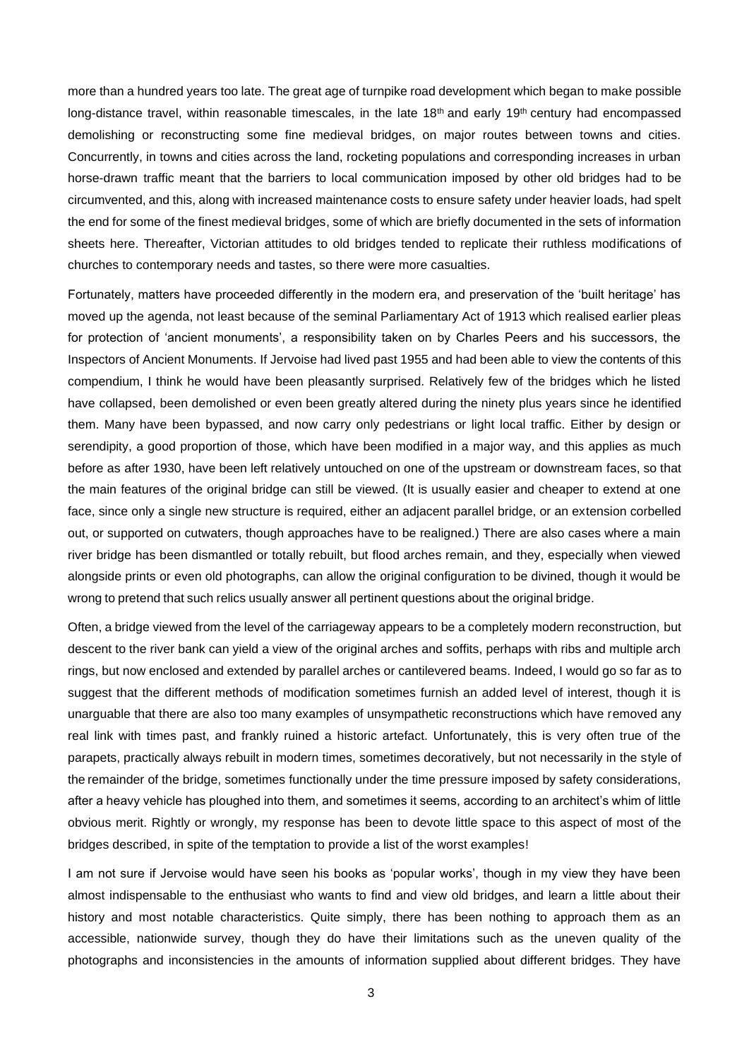more than a hundred years too late. The great age of turnpike road development which began to make possible long-distance travel, within reasonable timescales, in the late 18th and early 19th century had encompassed demolishing or reconstructing some fine medieval bridges, on major routes between towns and cities. Concurrently, in towns and cities across the land, rocketing populations and corresponding increases in urban horse-drawn traffic meant that the barriers to local communication imposed by other old bridges had to be circumvented, and this, along with increased maintenance costs to ensure safety under heavier loads, had spelt the end for some of the finest medieval bridges, some of which are briefly documented in the sets of information sheets here. Thereafter, Victorian attitudes to old bridges tended to replicate their ruthless modifications of churches to contemporary needs and tastes, so there were more casualties.

Fortunately, matters have proceeded differently in the modern era, and preservation of the 'built heritage' has moved up the agenda, not least because of the seminal Parliamentary Act of 1913 which realised earlier pleas for protection of 'ancient monuments', a responsibility taken on by Charles Peers and his successors, the Inspectors of Ancient Monuments. If Jervoise had lived past 1955 and had been able to view the contents of this compendium, I think he would have been pleasantly surprised. Relatively few of the bridges which he listed have collapsed, been demolished or even been greatly altered during the ninety plus years since he identified them. Many have been bypassed, and now carry only pedestrians or light local traffic. Either by design or serendipity, a good proportion of those, which have been modified in a major way, and this applies as much before as after 1930, have been left relatively untouched on one of the upstream or downstream faces, so that the main features of the original bridge can still be viewed. (It is usually easier and cheaper to extend at one face, since only a single new structure is required, either an adjacent parallel bridge, or an extension corbelled out, or supported on cutwaters, though approaches have to be realigned.) There are also cases where a main river bridge has been dismantled or totally rebuilt, but flood arches remain, and they, especially when viewed alongside prints or even old photographs, can allow the original configuration to be divined, though it would be wrong to pretend that such relics usually answer all pertinent questions about the original bridge.

Often, a bridge viewed from the level of the carriageway appears to be a completely modern reconstruction, but descent to the river bank can yield a view of the original arches and soffits, perhaps with ribs and multiple arch rings, but now enclosed and extended by parallel arches or cantilevered beams. Indeed, I would go so far as to suggest that the different methods of modification sometimes furnish an added level of interest, though it is unarguable that there are also too many examples of unsympathetic reconstructions which have removed any real link with times past, and frankly ruined a historic artefact. Unfortunately, this is very often true of the parapets, practically always rebuilt in modern times, sometimes decoratively, but not necessarily in the style of the remainder of the bridge, sometimes functionally under the time pressure imposed by safety considerations, after a heavy vehicle has ploughed into them, and sometimes it seems, according to an architect's whim of little obvious merit. Rightly or wrongly, my response has been to devote little space to this aspect of most of the bridges described, in spite of the temptation to provide a list of the worst examples!

I am not sure if Jervoise would have seen his books as 'popular works', though in my view they have been almost indispensable to the enthusiast who wants to find and view old bridges, and learn a little about their history and most notable characteristics. Quite simply, there has been nothing to approach them as an accessible, nationwide survey, though they do have their limitations such as the uneven quality of the photographs and inconsistencies in the amounts of information supplied about different bridges. They have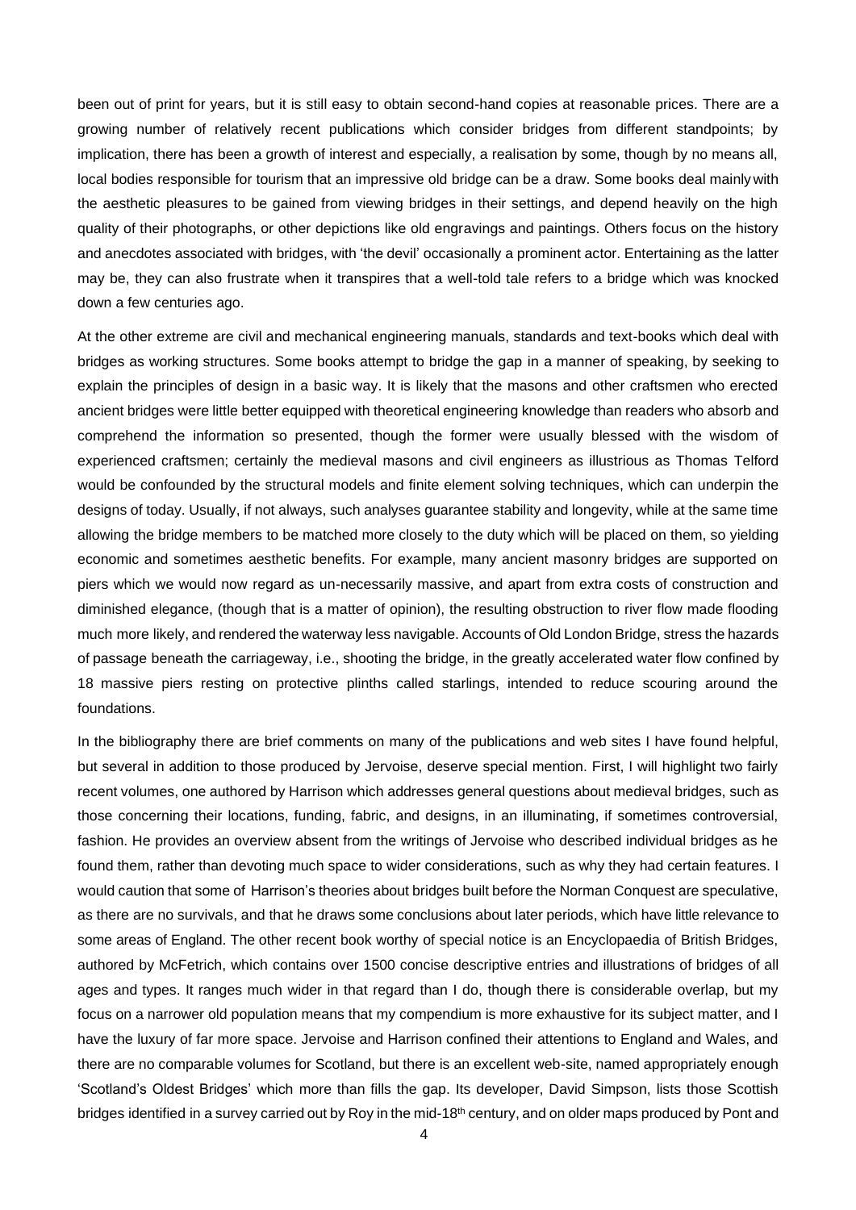been out of print for years, but it is still easy to obtain second-hand copies at reasonable prices. There are a growing number of relatively recent publications which consider bridges from different standpoints; by implication, there has been a growth of interest and especially, a realisation by some, though by no means all, local bodies responsible for tourism that an impressive old bridge can be a draw. Some books deal mainly with the aesthetic pleasures to be gained from viewing bridges in their settings, and depend heavily on the high quality of their photographs, or other depictions like old engravings and paintings. Others focus on the history and anecdotes associated with bridges, with 'the devil' occasionally a prominent actor. Entertaining as the latter may be, they can also frustrate when it transpires that a well-told tale refers to a bridge which was knocked down a few centuries ago.

At the other extreme are civil and mechanical engineering manuals, standards and text-books which deal with bridges as working structures. Some books attempt to bridge the gap in a manner of speaking, by seeking to explain the principles of design in a basic way. It is likely that the masons and other craftsmen who erected ancient bridges were little better equipped with theoretical engineering knowledge than readers who absorb and comprehend the information so presented, though the former were usually blessed with the wisdom of experienced craftsmen; certainly the medieval masons and civil engineers as illustrious as Thomas Telford would be confounded by the structural models and finite element solving techniques, which can underpin the designs of today. Usually, if not always, such analyses guarantee stability and longevity, while at the same time allowing the bridge members to be matched more closely to the duty which will be placed on them, so yielding economic and sometimes aesthetic benefits. For example, many ancient masonry bridges are supported on piers which we would now regard as un-necessarily massive, and apart from extra costs of construction and diminished elegance, (though that is a matter of opinion), the resulting obstruction to river flow made flooding much more likely, and rendered the waterway less navigable. Accounts of Old London Bridge, stress the hazards of passage beneath the carriageway, i.e., shooting the bridge, in the greatly accelerated water flow confined by 18 massive piers resting on protective plinths called starlings, intended to reduce scouring around the foundations.

In the bibliography there are brief comments on many of the publications and web sites I have found helpful, but several in addition to those produced by Jervoise, deserve special mention. First, I will highlight two fairly recent volumes, one authored by Harrison which addresses general questions about medieval bridges, such as those concerning their locations, funding, fabric, and designs, in an illuminating, if sometimes controversial, fashion. He provides an overview absent from the writings of Jervoise who described individual bridges as he found them, rather than devoting much space to wider considerations, such as why they had certain features. I would caution that some of Harrison's theories about bridges built before the Norman Conquest are speculative, as there are no survivals, and that he draws some conclusions about later periods, which have little relevance to some areas of England. The other recent book worthy of special notice is an Encyclopaedia of British Bridges, authored by McFetrich, which contains over 1500 concise descriptive entries and illustrations of bridges of all ages and types. It ranges much wider in that regard than I do, though there is considerable overlap, but my focus on a narrower old population means that my compendium is more exhaustive for its subject matter, and I have the luxury of far more space. Jervoise and Harrison confined their attentions to England and Wales, and there are no comparable volumes for Scotland, but there is an excellent web-site, named appropriately enough 'Scotland's Oldest Bridges' which more than fills the gap. Its developer, David Simpson, lists those Scottish bridges identified in a survey carried out by Roy in the mid-18th century, and on older maps produced by Pont and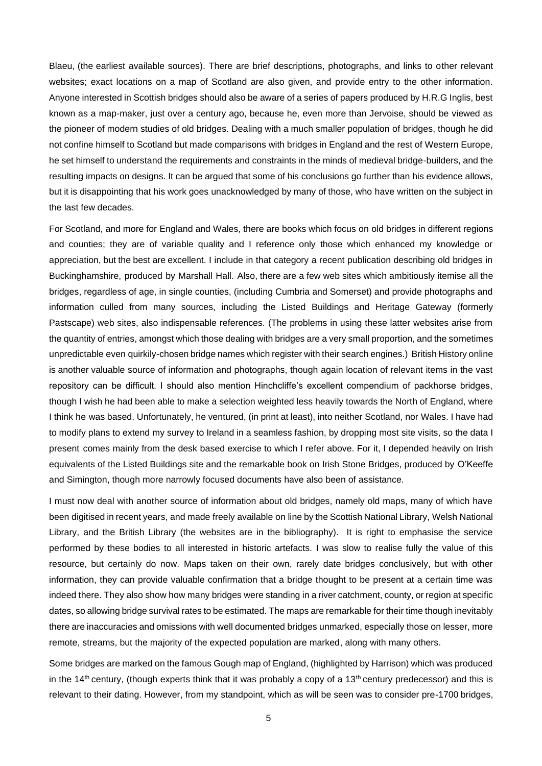Blaeu, (the earliest available sources). There are brief descriptions, photographs, and links to other relevant websites; exact locations on a map of Scotland are also given, and provide entry to the other information. Anyone interested in Scottish bridges should also be aware of a series of papers produced by H.R.G Inglis, best known as a map-maker, just over a century ago, because he, even more than Jervoise, should be viewed as the pioneer of modern studies of old bridges. Dealing with a much smaller population of bridges, though he did not confine himself to Scotland but made comparisons with bridges in England and the rest of Western Europe, he set himself to understand the requirements and constraints in the minds of medieval bridge-builders, and the resulting impacts on designs. It can be argued that some of his conclusions go further than his evidence allows, but it is disappointing that his work goes unacknowledged by many of those, who have written on the subject in the last few decades.

For Scotland, and more for England and Wales, there are books which focus on old bridges in different regions and counties; they are of variable quality and I reference only those which enhanced my knowledge or appreciation, but the best are excellent. I include in that category a recent publication describing old bridges in Buckinghamshire, produced by Marshall Hall. Also, there are a few web sites which ambitiously itemise all the bridges, regardless of age, in single counties, (including Cumbria and Somerset) and provide photographs and information culled from many sources, including the Listed Buildings and Heritage Gateway (formerly Pastscape) web sites, also indispensable references. (The problems in using these latter websites arise from the quantity of entries, amongst which those dealing with bridges are a very small proportion, and the sometimes unpredictable even quirkily-chosen bridge names which register with their search engines.) British History online is another valuable source of information and photographs, though again location of relevant items in the vast repository can be difficult. I should also mention Hinchcliffe's excellent compendium of packhorse bridges, though I wish he had been able to make a selection weighted less heavily towards the North of England, where I think he was based. Unfortunately, he ventured, (in print at least), into neither Scotland, nor Wales. I have had to modify plans to extend my survey to Ireland in a seamless fashion, by dropping most site visits, so the data I present comes mainly from the desk based exercise to which I refer above. For it, I depended heavily on Irish equivalents of the Listed Buildings site and the remarkable book on Irish Stone Bridges, produced by O'Keeffe and Simington, though more narrowly focused documents have also been of assistance.

I must now deal with another source of information about old bridges, namely old maps, many of which have been digitised in recent years, and made freely available on line by the Scottish National Library, Welsh National Library, and the British Library (the websites are in the bibliography). It is right to emphasise the service performed by these bodies to all interested in historic artefacts. I was slow to realise fully the value of this resource, but certainly do now. Maps taken on their own, rarely date bridges conclusively, but with other information, they can provide valuable confirmation that a bridge thought to be present at a certain time was indeed there. They also show how many bridges were standing in a river catchment, county, or region at specific dates, so allowing bridge survival rates to be estimated. The maps are remarkable for their time though inevitably there are inaccuracies and omissions with well documented bridges unmarked, especially those on lesser, more remote, streams, but the majority of the expected population are marked, along with many others.

Some bridges are marked on the famous Gough map of England, (highlighted by Harrison) which was produced in the 14th century, (though experts think that it was probably a copy of a 13th century predecessor) and this is relevant to their dating. However, from my standpoint, which as will be seen was to consider pre-1700 bridges,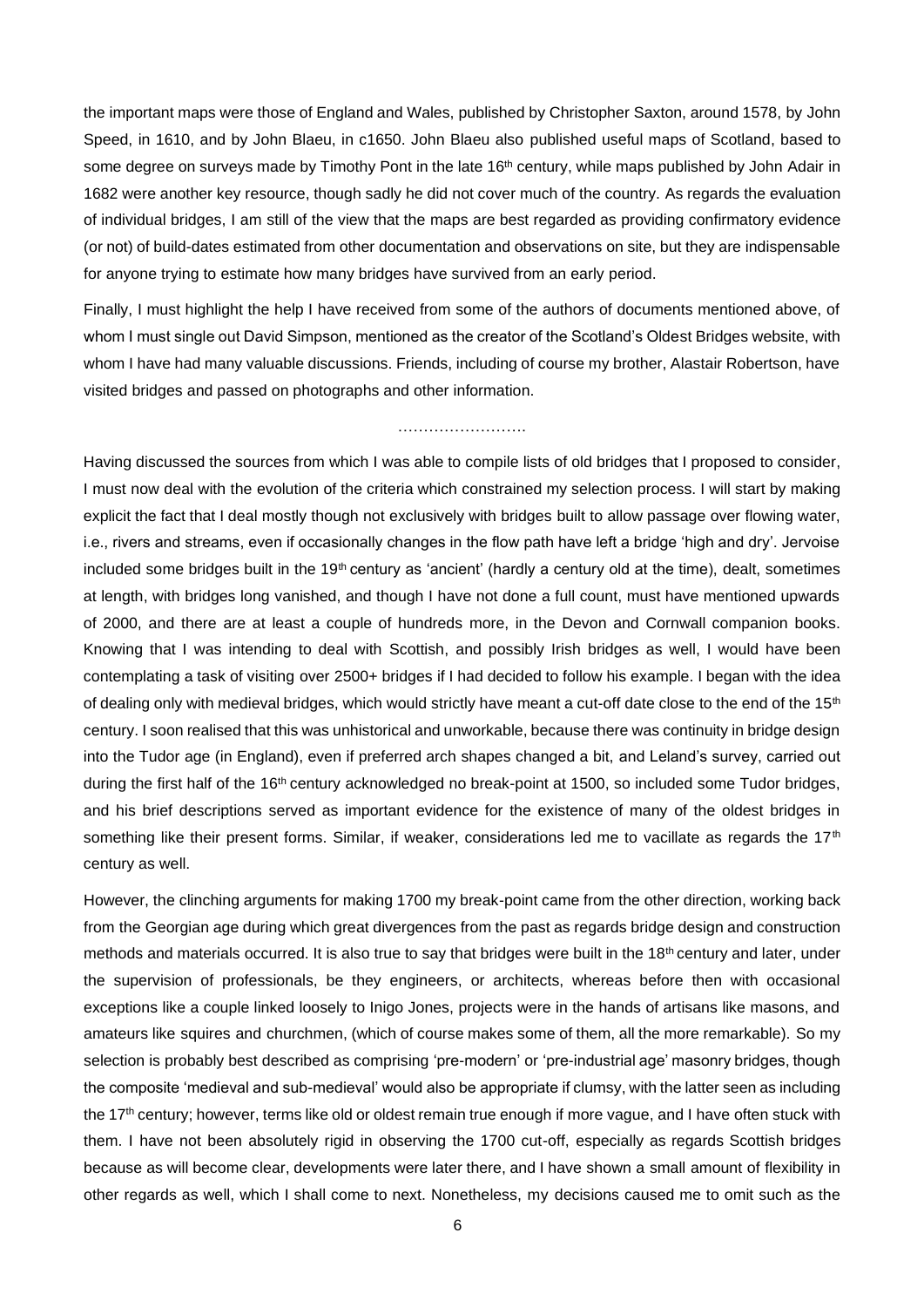the important maps were those of England and Wales, published by Christopher Saxton, around 1578, by John Speed, in 1610, and by John Blaeu, in c1650. John Blaeu also published useful maps of Scotland, based to some degree on surveys made by Timothy Pont in the late 16th century, while maps published by John Adair in 1682 were another key resource, though sadly he did not cover much of the country. As regards the evaluation of individual bridges, I am still of the view that the maps are best regarded as providing confirmatory evidence (or not) of build-dates estimated from other documentation and observations on site, but they are indispensable for anyone trying to estimate how many bridges have survived from an early period.

Finally, I must highlight the help I have received from some of the authors of documents mentioned above, of whom I must single out David Simpson, mentioned as the creator of the Scotland's Oldest Bridges website, with whom I have had many valuable discussions. Friends, including of course my brother, Alastair Robertson, have visited bridges and passed on photographs and other information.

……………………

Having discussed the sources from which I was able to compile lists of old bridges that I proposed to consider, I must now deal with the evolution of the criteria which constrained my selection process. I will start by making explicit the fact that I deal mostly though not exclusively with bridges built to allow passage over flowing water, i.e., rivers and streams, even if occasionally changes in the flow path have left a bridge 'high and dry'. Jervoise included some bridges built in the 19th century as 'ancient' (hardly a century old at the time), dealt, sometimes at length, with bridges long vanished, and though I have not done a full count, must have mentioned upwards of 2000, and there are at least a couple of hundreds more, in the Devon and Cornwall companion books. Knowing that I was intending to deal with Scottish, and possibly Irish bridges as well, I would have been contemplating a task of visiting over 2500+ bridges if I had decided to follow his example. I began with the idea of dealing only with medieval bridges, which would strictly have meant a cut-off date close to the end of the 15th century. I soon realised that this was unhistorical and unworkable, because there was continuity in bridge design into the Tudor age (in England), even if preferred arch shapes changed a bit, and Leland's survey, carried out during the first half of the 16th century acknowledged no break-point at 1500, so included some Tudor bridges, and his brief descriptions served as important evidence for the existence of many of the oldest bridges in something like their present forms. Similar, if weaker, considerations led me to vacillate as regards the 17th century as well.

However, the clinching arguments for making 1700 my break-point came from the other direction, working back from the Georgian age during which great divergences from the past as regards bridge design and construction methods and materials occurred. It is also true to say that bridges were built in the 18th century and later, under the supervision of professionals, be they engineers, or architects, whereas before then with occasional exceptions like a couple linked loosely to Inigo Jones, projects were in the hands of artisans like masons, and amateurs like squires and churchmen, (which of course makes some of them, all the more remarkable). So my selection is probably best described as comprising 'pre-modern' or 'pre-industrial age' masonry bridges, though the composite 'medieval and sub-medieval' would also be appropriate if clumsy, with the latter seen as including the 17th century; however, terms like old or oldest remain true enough if more vague, and I have often stuck with them. I have not been absolutely rigid in observing the 1700 cut-off, especially as regards Scottish bridges because as will become clear, developments were later there, and I have shown a small amount of flexibility in other regards as well, which I shall come to next. Nonetheless, my decisions caused me to omit such as the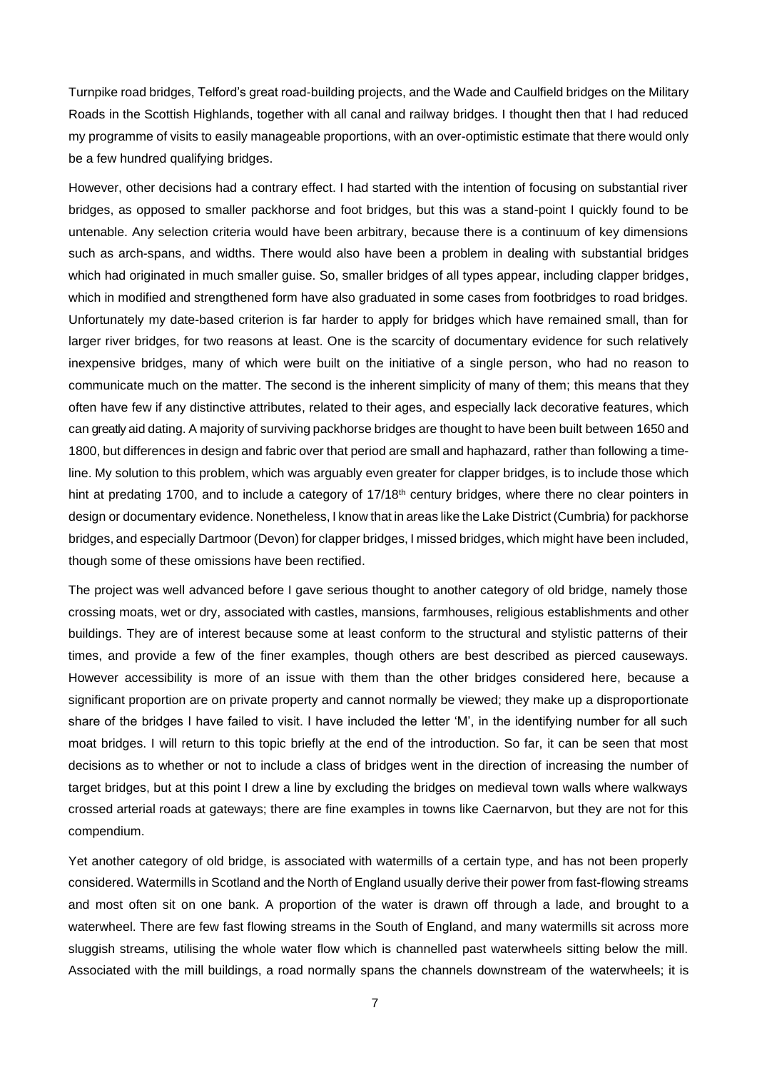Turnpike road bridges, Telford's great road-building projects, and the Wade and Caulfield bridges on the Military Roads in the Scottish Highlands, together with all canal and railway bridges. I thought then that I had reduced my programme of visits to easily manageable proportions, with an over-optimistic estimate that there would only be a few hundred qualifying bridges.

However, other decisions had a contrary effect. I had started with the intention of focusing on substantial river bridges, as opposed to smaller packhorse and foot bridges, but this was a stand-point I quickly found to be untenable. Any selection criteria would have been arbitrary, because there is a continuum of key dimensions such as arch-spans, and widths. There would also have been a problem in dealing with substantial bridges which had originated in much smaller guise. So, smaller bridges of all types appear, including clapper bridges, which in modified and strengthened form have also graduated in some cases from footbridges to road bridges. Unfortunately my date-based criterion is far harder to apply for bridges which have remained small, than for larger river bridges, for two reasons at least. One is the scarcity of documentary evidence for such relatively inexpensive bridges, many of which were built on the initiative of a single person, who had no reason to communicate much on the matter. The second is the inherent simplicity of many of them; this means that they often have few if any distinctive attributes, related to their ages, and especially lack decorative features, which can greatly aid dating. A majority of surviving packhorse bridges are thought to have been built between 1650 and 1800, but differences in design and fabric over that period are small and haphazard, rather than following a time-line. My solution to this problem, which was arguably even greater for clapper bridges, is to include those which hint at predating 1700, and to include a category of 17/18th century bridges, where there no clear pointers in design or documentary evidence. Nonetheless, I know that in areas like the Lake District (Cumbria) for packhorse bridges, and especially Dartmoor (Devon) for clapper bridges, I missed bridges, which might have been included, though some of these omissions have been rectified.

The project was well advanced before I gave serious thought to another category of old bridge, namely those crossing moats, wet or dry, associated with castles, mansions, farmhouses, religious establishments and other buildings. They are of interest because some at least conform to the structural and stylistic patterns of their times, and provide a few of the finer examples, though others are best described as pierced causeways. However accessibility is more of an issue with them than the other bridges considered here, because a significant proportion are on private property and cannot normally be viewed; they make up a disproportionate share of the bridges I have failed to visit. I have included the letter 'M', in the identifying number for all such moat bridges. I will return to this topic briefly at the end of the introduction. So far, it can be seen that most decisions as to whether or not to include a class of bridges went in the direction of increasing the number of target bridges, but at this point I drew a line by excluding the bridges on medieval town walls where walkways crossed arterial roads at gateways; there are fine examples in towns like Caernarvon, but they are not for this compendium.

Yet another category of old bridge, is associated with watermills of a certain type, and has not been properly considered. Watermills in Scotland and the North of England usually derive their power from fast-flowing streams and most often sit on one bank. A proportion of the water is drawn off through a lade, and brought to a waterwheel. There are few fast flowing streams in the South of England, and many watermills sit across more sluggish streams, utilising the whole water flow which is channelled past waterwheels sitting below the mill. Associated with the mill buildings, a road normally spans the channels downstream of the waterwheels; it is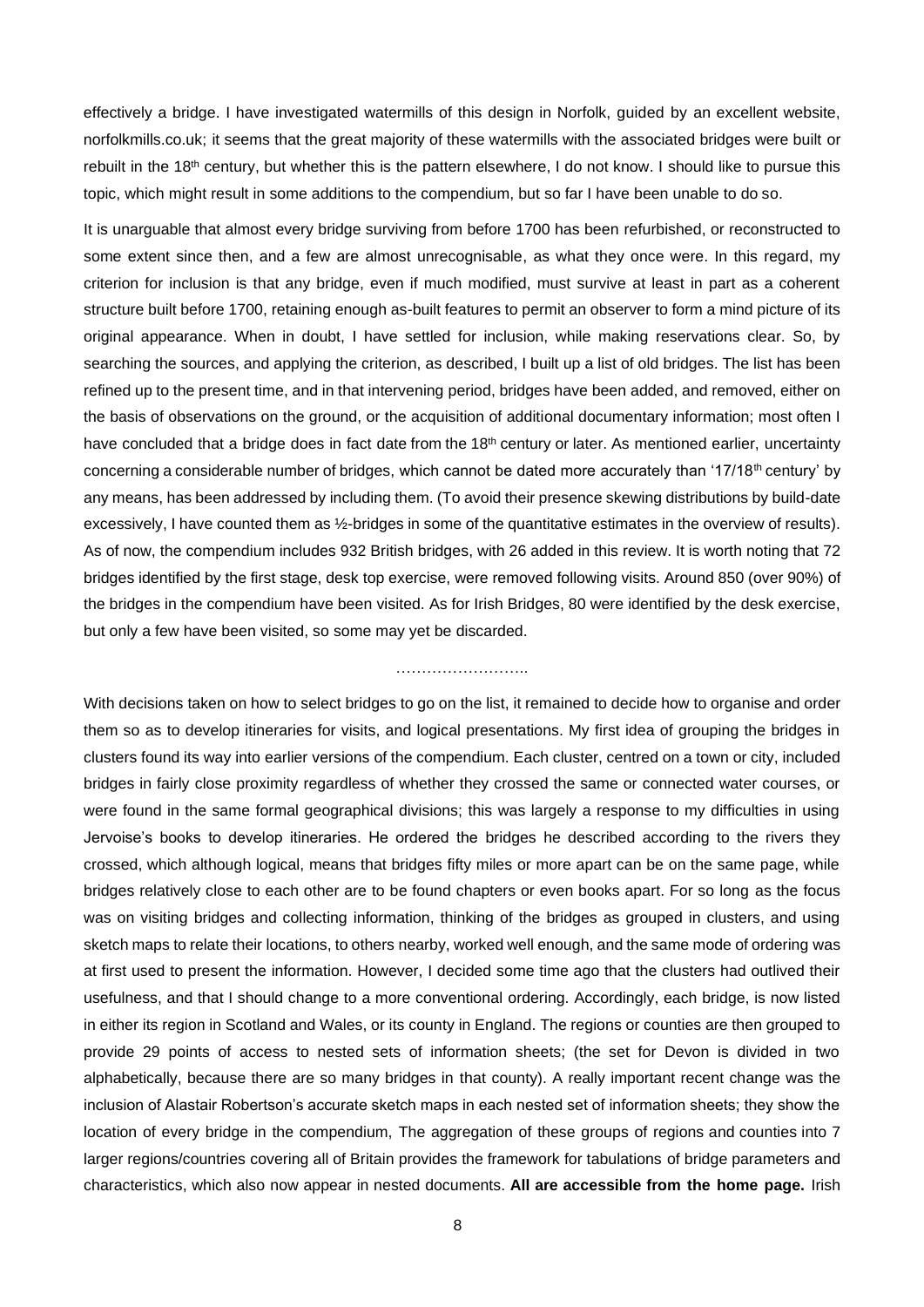effectively a bridge. I have investigated watermills of this design in Norfolk, guided by an excellent website, norfolkmills.co.uk; it seems that the great majority of these watermills with the associated bridges were built or rebuilt in the 18th century, but whether this is the pattern elsewhere, I do not know. I should like to pursue this topic, which might result in some additions to the compendium, but so far I have been unable to do so.

It is unarguable that almost every bridge surviving from before 1700 has been refurbished, or reconstructed to some extent since then, and a few are almost unrecognisable, as what they once were. In this regard, my criterion for inclusion is that any bridge, even if much modified, must survive at least in part as a coherent structure built before 1700, retaining enough as-built features to permit an observer to form a mind picture of its original appearance. When in doubt, I have settled for inclusion, while making reservations clear. So, by searching the sources, and applying the criterion, as described, I built up a list of old bridges. The list has been refined up to the present time, and in that intervening period, bridges have been added, and removed, either on the basis of observations on the ground, or the acquisition of additional documentary information; most often I have concluded that a bridge does in fact date from the 18th century or later. As mentioned earlier, uncertainty concerning a considerable number of bridges, which cannot be dated more accurately than '17/18th century' by any means, has been addressed by including them. (To avoid their presence skewing distributions by build-date excessively, I have counted them as ½-bridges in some of the quantitative estimates in the overview of results). As of now, the compendium includes 932 British bridges, with 26 added in this review. It is worth noting that 72 bridges identified by the first stage, desk top exercise, were removed following visits. Around 850 (over 90%) of the bridges in the compendium have been visited. As for Irish Bridges, 80 were identified by the desk exercise, but only a few have been visited, so some may yet be discarded.

……………………..

With decisions taken on how to select bridges to go on the list, it remained to decide how to organise and order them so as to develop itineraries for visits, and logical presentations. My first idea of grouping the bridges in clusters found its way into earlier versions of the compendium. Each cluster, centred on a town or city, included bridges in fairly close proximity regardless of whether they crossed the same or connected water courses, or were found in the same formal geographical divisions; this was largely a response to my difficulties in using Jervoise's books to develop itineraries. He ordered the bridges he described according to the rivers they crossed, which although logical, means that bridges fifty miles or more apart can be on the same page, while bridges relatively close to each other are to be found chapters or even books apart. For so long as the focus was on visiting bridges and collecting information, thinking of the bridges as grouped in clusters, and using sketch maps to relate their locations, to others nearby, worked well enough, and the same mode of ordering was at first used to present the information. However, I decided some time ago that the clusters had outlived their usefulness, and that I should change to a more conventional ordering. Accordingly, each bridge, is now listed in either its region in Scotland and Wales, or its county in England. The regions or counties are then grouped to provide 29 points of access to nested sets of information sheets; (the set for Devon is divided in two alphabetically, because there are so many bridges in that county). A really important recent change was the inclusion of Alastair Robertson's accurate sketch maps in each nested set of information sheets; they show the location of every bridge in the compendium, The aggregation of these groups of regions and counties into 7 larger regions/countries covering all of Britain provides the framework for tabulations of bridge parameters and characteristics, which also now appear in nested documents. **All are accessible from the home page.** Irish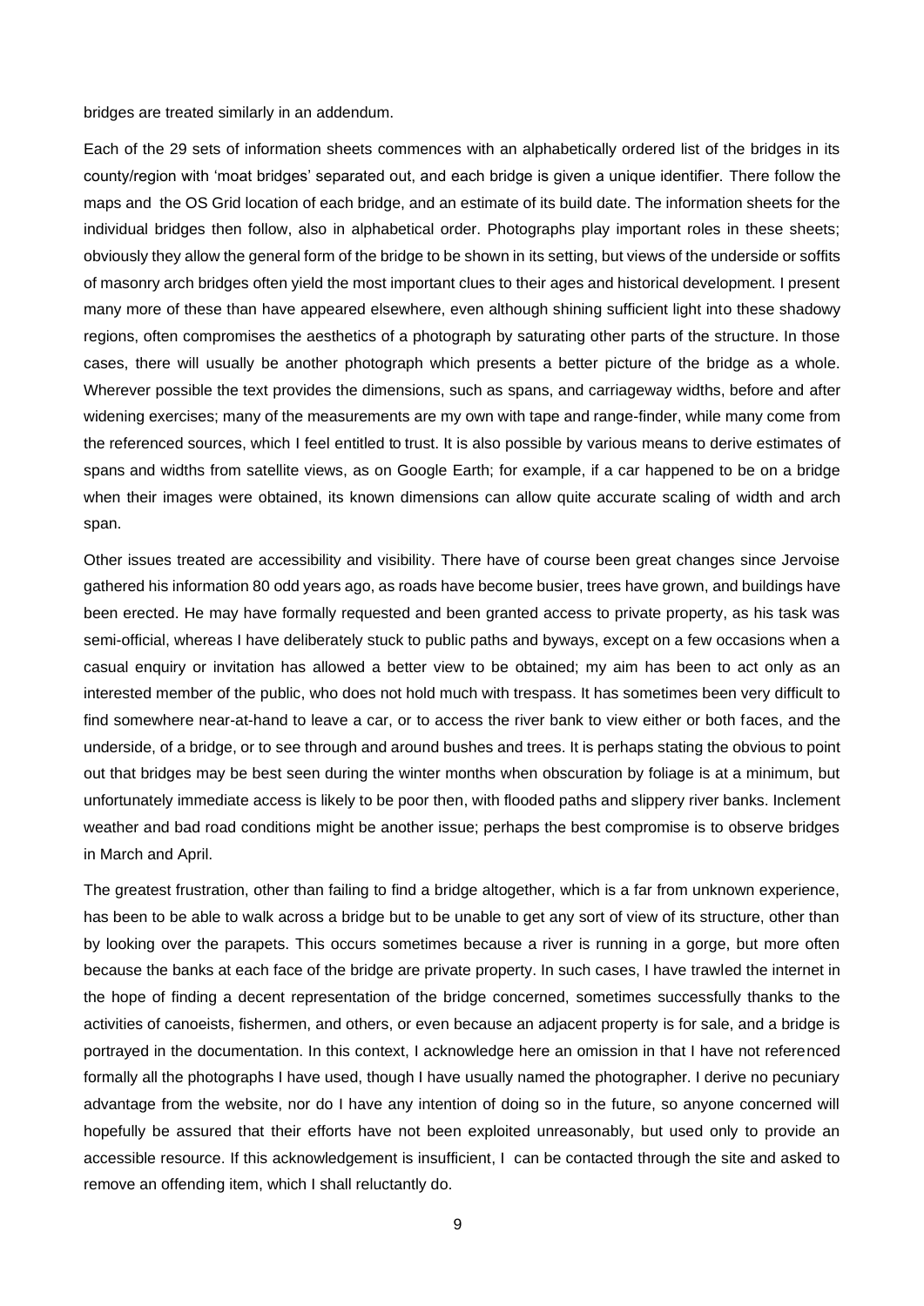bridges are treated similarly in an addendum.

Each of the 29 sets of information sheets commences with an alphabetically ordered list of the bridges in its county/region with 'moat bridges' separated out, and each bridge is given a unique identifier. There follow the maps and the OS Grid location of each bridge, and an estimate of its build date. The information sheets for the individual bridges then follow, also in alphabetical order. Photographs play important roles in these sheets; obviously they allow the general form of the bridge to be shown in its setting, but views of the underside or soffits of masonry arch bridges often yield the most important clues to their ages and historical development. I present many more of these than have appeared elsewhere, even although shining sufficient light into these shadowy regions, often compromises the aesthetics of a photograph by saturating other parts of the structure. In those cases, there will usually be another photograph which presents a better picture of the bridge as a whole. Wherever possible the text provides the dimensions, such as spans, and carriageway widths, before and after widening exercises; many of the measurements are my own with tape and range-finder, while many come from the referenced sources, which I feel entitled to trust. It is also possible by various means to derive estimates of spans and widths from satellite views, as on Google Earth; for example, if a car happened to be on a bridge when their images were obtained, its known dimensions can allow quite accurate scaling of width and arch span.

Other issues treated are accessibility and visibility. There have of course been great changes since Jervoise gathered his information 80 odd years ago, as roads have become busier, trees have grown, and buildings have been erected. He may have formally requested and been granted access to private property, as his task was semi-official, whereas I have deliberately stuck to public paths and byways, except on a few occasions when a casual enquiry or invitation has allowed a better view to be obtained; my aim has been to act only as an interested member of the public, who does not hold much with trespass. It has sometimes been very difficult to find somewhere near-at-hand to leave a car, or to access the river bank to view either or both faces, and the underside, of a bridge, or to see through and around bushes and trees. It is perhaps stating the obvious to point out that bridges may be best seen during the winter months when obscuration by foliage is at a minimum, but unfortunately immediate access is likely to be poor then, with flooded paths and slippery river banks. Inclement weather and bad road conditions might be another issue; perhaps the best compromise is to observe bridges in March and April.

The greatest frustration, other than failing to find a bridge altogether, which is a far from unknown experience, has been to be able to walk across a bridge but to be unable to get any sort of view of its structure, other than by looking over the parapets. This occurs sometimes because a river is running in a gorge, but more often because the banks at each face of the bridge are private property. In such cases, I have trawled the internet in the hope of finding a decent representation of the bridge concerned, sometimes successfully thanks to the activities of canoeists, fishermen, and others, or even because an adjacent property is for sale, and a bridge is portrayed in the documentation. In this context, I acknowledge here an omission in that I have not referenced formally all the photographs I have used, though I have usually named the photographer. I derive no pecuniary advantage from the website, nor do I have any intention of doing so in the future, so anyone concerned will hopefully be assured that their efforts have not been exploited unreasonably, but used only to provide an accessible resource. If this acknowledgement is insufficient, I can be contacted through the site and asked to remove an offending item, which I shall reluctantly do.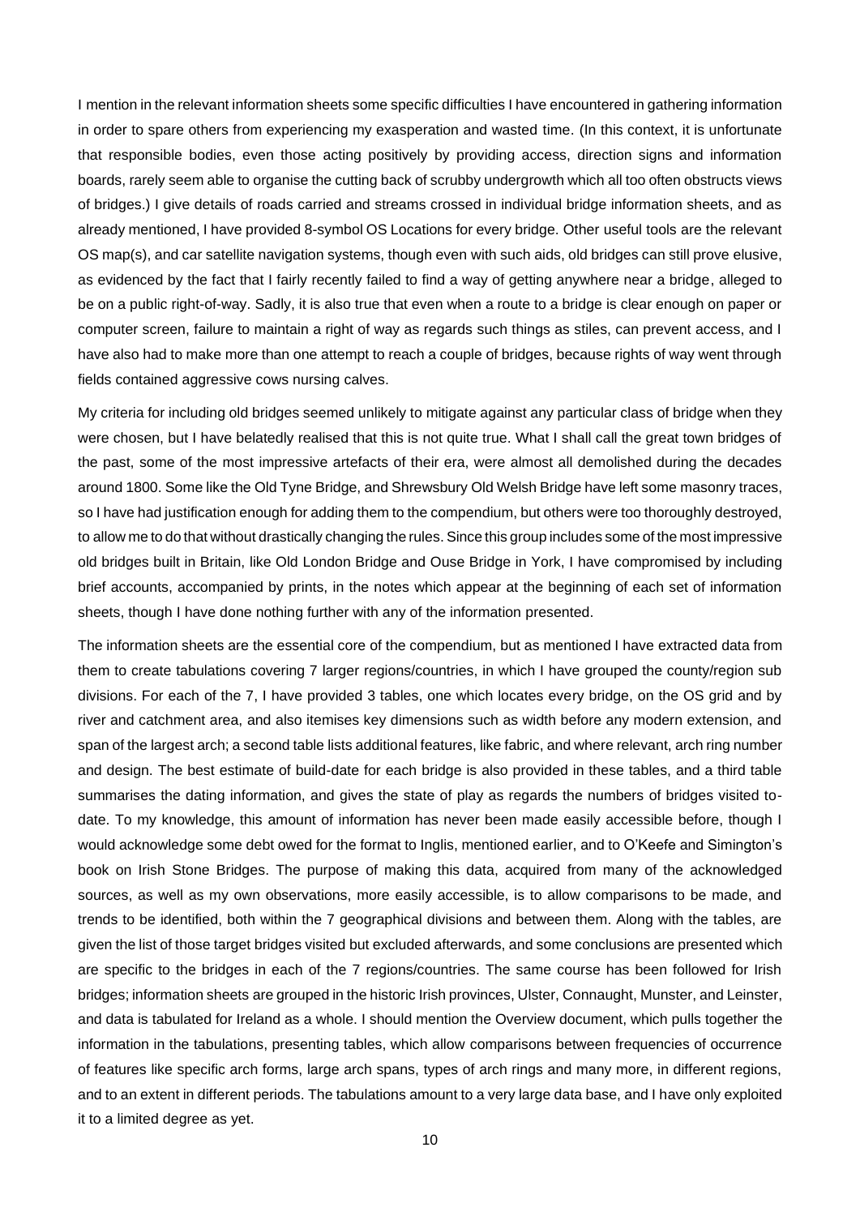I mention in the relevant information sheets some specific difficulties I have encountered in gathering information in order to spare others from experiencing my exasperation and wasted time. (In this context, it is unfortunate that responsible bodies, even those acting positively by providing access, direction signs and information boards, rarely seem able to organise the cutting back of scrubby undergrowth which all too often obstructs views of bridges.) I give details of roads carried and streams crossed in individual bridge information sheets, and as already mentioned, I have provided 8-symbol OS Locations for every bridge. Other useful tools are the relevant OS map(s), and car satellite navigation systems, though even with such aids, old bridges can still prove elusive, as evidenced by the fact that I fairly recently failed to find a way of getting anywhere near a bridge, alleged to be on a public right-of-way. Sadly, it is also true that even when a route to a bridge is clear enough on paper or computer screen, failure to maintain a right of way as regards such things as stiles, can prevent access, and I have also had to make more than one attempt to reach a couple of bridges, because rights of way went through fields contained aggressive cows nursing calves.

My criteria for including old bridges seemed unlikely to mitigate against any particular class of bridge when they were chosen, but I have belatedly realised that this is not quite true. What I shall call the great town bridges of the past, some of the most impressive artefacts of their era, were almost all demolished during the decades around 1800. Some like the Old Tyne Bridge, and Shrewsbury Old Welsh Bridge have left some masonry traces, so I have had justification enough for adding them to the compendium, but others were too thoroughly destroyed, to allow me to do that without drastically changing the rules. Since this group includes some of the most impressive old bridges built in Britain, like Old London Bridge and Ouse Bridge in York, I have compromised by including brief accounts, accompanied by prints, in the notes which appear at the beginning of each set of information sheets, though I have done nothing further with any of the information presented.

The information sheets are the essential core of the compendium, but as mentioned I have extracted data from them to create tabulations covering 7 larger regions/countries, in which I have grouped the county/region sub divisions. For each of the 7, I have provided 3 tables, one which locates every bridge, on the OS grid and by river and catchment area, and also itemises key dimensions such as width before any modern extension, and span of the largest arch; a second table lists additional features, like fabric, and where relevant, arch ring number and design. The best estimate of build-date for each bridge is also provided in these tables, and a third table summarises the dating information, and gives the state of play as regards the numbers of bridges visited to-date. To my knowledge, this amount of information has never been made easily accessible before, though I would acknowledge some debt owed for the format to Inglis, mentioned earlier, and to O'Keefe and Simington's book on Irish Stone Bridges. The purpose of making this data, acquired from many of the acknowledged sources, as well as my own observations, more easily accessible, is to allow comparisons to be made, and trends to be identified, both within the 7 geographical divisions and between them. Along with the tables, are given the list of those target bridges visited but excluded afterwards, and some conclusions are presented which are specific to the bridges in each of the 7 regions/countries. The same course has been followed for Irish bridges; information sheets are grouped in the historic Irish provinces, Ulster, Connaught, Munster, and Leinster, and data is tabulated for Ireland as a whole. I should mention the Overview document, which pulls together the information in the tabulations, presenting tables, which allow comparisons between frequencies of occurrence of features like specific arch forms, large arch spans, types of arch rings and many more, in different regions, and to an extent in different periods. The tabulations amount to a very large data base, and I have only exploited it to a limited degree as yet.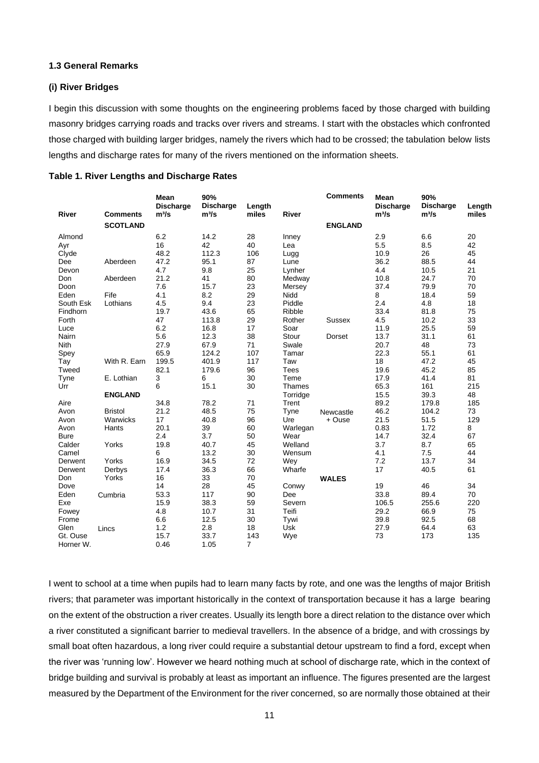### 1.3 General Remarks

#### (i) River Bridges

I begin this discussion with some thoughts on the engineering problems faced by those charged with building masonry bridges carrying roads and tracks over rivers and streams. I start with the obstacles which confronted those charged with building larger bridges, namely the rivers which had to be crossed; the tabulation below lists lengths and discharge rates for many of the rivers mentioned on the information sheets.

**Table 1. River Lengths and Discharge Rates**

| River | Comments | Mean Discharge m³/s | 90% Discharge m³/s | Length miles | River | Comments | Mean Discharge m³/s | 90% Discharge m³/s | Length miles |
|---|---|---|---|---|---|---|---|---|---|
| | **SCOTLAND** | | | | | **ENGLAND** | | | |
| Almond | | 6.2 | 14.2 | 28 | Inney | | 2.9 | 6.6 | 20 |
| Ayr | | 16 | 42 | 40 | Lea | | 5.5 | 8.5 | 42 |
| Clyde | | 48.2 | 112.3 | 106 | Lugg | | 10.9 | 26 | 45 |
| Dee | Aberdeen | 47.2 | 95.1 | 87 | Lune | | 36.2 | 88.5 | 44 |
| Devon | | 4.7 | 9.8 | 25 | Lynher | | 4.4 | 10.5 | 21 |
| Don | Aberdeen | 21.2 | 41 | 80 | Medway | | 10.8 | 24.7 | 70 |
| Doon | | 7.6 | 15.7 | 23 | Mersey | | 37.4 | 79.9 | 70 |
| Eden | Fife | 4.1 | 8.2 | 29 | Nidd | | 8 | 18.4 | 59 |
| South Esk | Lothians | 4.5 | 9.4 | 23 | Piddle | | 2.4 | 4.8 | 18 |
| Findhorn | | 19.7 | 43.6 | 65 | Ribble | | 33.4 | 81.8 | 75 |
| Forth | | 47 | 113.8 | 29 | Rother | Sussex | 4.5 | 10.2 | 33 |
| Luce | | 6.2 | 16.8 | 17 | Soar | | 11.9 | 25.5 | 59 |
| Nairn | | 5.6 | 12.3 | 38 | Stour | Dorset | 13.7 | 31.1 | 61 |
| Nith | | 27.9 | 67.9 | 71 | Swale | | 20.7 | 48 | 73 |
| Spey | | 65.9 | 124.2 | 107 | Tamar | | 22.3 | 55.1 | 61 |
| Tay | With R. Earn | 199.5 | 401.9 | 117 | Taw | | 18 | 47.2 | 45 |
| Tweed | | 82.1 | 179.6 | 96 | Tees | | 19.6 | 45.2 | 85 |
| Tyne | E. Lothian | 3 | 6 | 30 | Teme | | 17.9 | 41.4 | 81 |
| Urr | | 6 | 15.1 | 30 | Thames | | 65.3 | 161 | 215 |
| | **ENGLAND** | | | | Torridge | | 15.5 | 39.3 | 48 |
| Aire | | 34.8 | 78.2 | 71 | Trent | | 89.2 | 179.8 | 185 |
| Avon | Bristol | 21.2 | 48.5 | 75 | Tyne | Newcastle | 46.2 | 104.2 | 73 |
| Avon | Warwicks | 17 | 40.8 | 96 | Ure | + Ouse | 21.5 | 51.5 | 129 |
| Avon | Hants | 20.1 | 39 | 60 | Warlegan | | 0.83 | 1.72 | 8 |
| Bure | | 2.4 | 3.7 | 50 | Wear | | 14.7 | 32.4 | 67 |
| Calder | Yorks | 19.8 | 40.7 | 45 | Welland | | 3.7 | 8.7 | 65 |
| Camel | | 6 | 13.2 | 30 | Wensum | | 4.1 | 7.5 | 44 |
| Derwent | Yorks | 16.9 | 34.5 | 72 | Wey | | 7.2 | 13.7 | 34 |
| Derwent | Derbys | 17.4 | 36.3 | 66 | Wharfe | | 17 | 40.5 | 61 |
| Don | Yorks | 16 | 33 | 70 | | **WALES** | | | |
| Dove | | 14 | 28 | 45 | Conwy | | 19 | 46 | 34 |
| Eden | Cumbria | 53.3 | 117 | 90 | Dee | | 33.8 | 89.4 | 70 |
| Exe | | 15.9 | 38.3 | 59 | Severn | | 106.5 | 255.6 | 220 |
| Fowey | | 4.8 | 10.7 | 31 | Teifi | | 29.2 | 66.9 | 75 |
| Frome | | 6.6 | 12.5 | 30 | Tywi | | 39.8 | 92.5 | 68 |
| Glen | Lincs | 1.2 | 2.8 | 18 | Usk | | 27.9 | 64.4 | 63 |
| Gt. Ouse | | 15.7 | 33.7 | 143 | Wye | | 73 | 173 | 135 |
| Horner W. | | 0.46 | 1.05 | 7 | | | | | |

I went to school at a time when pupils had to learn many facts by rote, and one was the lengths of major British rivers; that parameter was important historically in the context of transportation because it has a large bearing on the extent of the obstruction a river creates. Usually its length bore a direct relation to the distance over which a river constituted a significant barrier to medieval travellers. In the absence of a bridge, and with crossings by small boat often hazardous, a long river could require a substantial detour upstream to find a ford, except when the river was 'running low'. However we heard nothing much at school of discharge rate, which in the context of bridge building and survival is probably at least as important an influence. The figures presented are the largest measured by the Department of the Environment for the river concerned, so are normally those obtained at their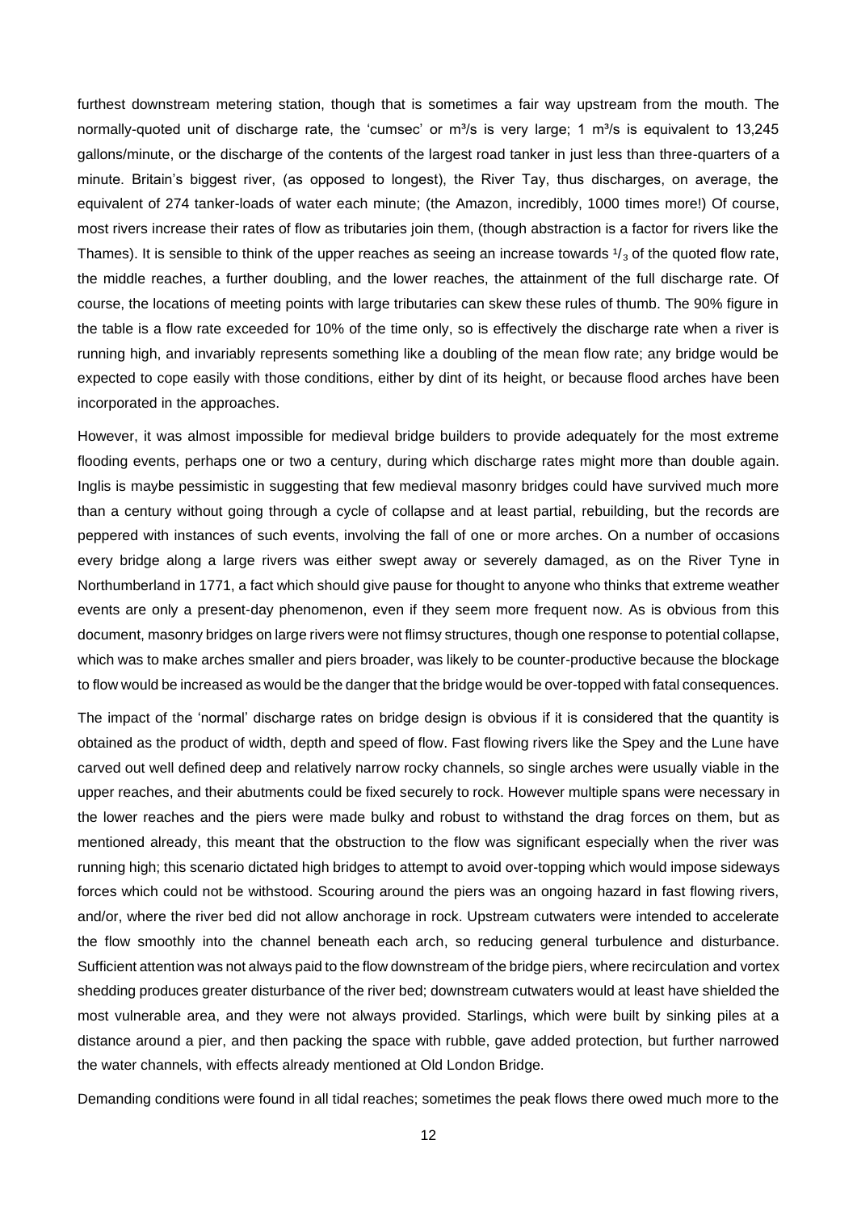furthest downstream metering station, though that is sometimes a fair way upstream from the mouth. The normally-quoted unit of discharge rate, the 'cumsec' or $m^3/s$ is very large; 1 $m^3/s$ is equivalent to 13,245 gallons/minute, or the discharge of the contents of the largest road tanker in just less than three-quarters of a minute. Britain's biggest river, (as opposed to longest), the River Tay, thus discharges, on average, the equivalent of 274 tanker-loads of water each minute; (the Amazon, incredibly, 1000 times more!) Of course, most rivers increase their rates of flow as tributaries join them, (though abstraction is a factor for rivers like the Thames). It is sensible to think of the upper reaches as seeing an increase towards $^1/_3$ of the quoted flow rate, the middle reaches, a further doubling, and the lower reaches, the attainment of the full discharge rate. Of course, the locations of meeting points with large tributaries can skew these rules of thumb. The 90% figure in the table is a flow rate exceeded for 10% of the time only, so is effectively the discharge rate when a river is running high, and invariably represents something like a doubling of the mean flow rate; any bridge would be expected to cope easily with those conditions, either by dint of its height, or because flood arches have been incorporated in the approaches.

However, it was almost impossible for medieval bridge builders to provide adequately for the most extreme flooding events, perhaps one or two a century, during which discharge rates might more than double again. Inglis is maybe pessimistic in suggesting that few medieval masonry bridges could have survived much more than a century without going through a cycle of collapse and at least partial, rebuilding, but the records are peppered with instances of such events, involving the fall of one or more arches. On a number of occasions every bridge along a large rivers was either swept away or severely damaged, as on the River Tyne in Northumberland in 1771, a fact which should give pause for thought to anyone who thinks that extreme weather events are only a present-day phenomenon, even if they seem more frequent now. As is obvious from this document, masonry bridges on large rivers were not flimsy structures, though one response to potential collapse, which was to make arches smaller and piers broader, was likely to be counter-productive because the blockage to flow would be increased as would be the danger that the bridge would be over-topped with fatal consequences.

The impact of the 'normal' discharge rates on bridge design is obvious if it is considered that the quantity is obtained as the product of width, depth and speed of flow. Fast flowing rivers like the Spey and the Lune have carved out well defined deep and relatively narrow rocky channels, so single arches were usually viable in the upper reaches, and their abutments could be fixed securely to rock. However multiple spans were necessary in the lower reaches and the piers were made bulky and robust to withstand the drag forces on them, but as mentioned already, this meant that the obstruction to the flow was significant especially when the river was running high; this scenario dictated high bridges to attempt to avoid over-topping which would impose sideways forces which could not be withstood. Scouring around the piers was an ongoing hazard in fast flowing rivers, and/or, where the river bed did not allow anchorage in rock. Upstream cutwaters were intended to accelerate the flow smoothly into the channel beneath each arch, so reducing general turbulence and disturbance. Sufficient attention was not always paid to the flow downstream of the bridge piers, where recirculation and vortex shedding produces greater disturbance of the river bed; downstream cutwaters would at least have shielded the most vulnerable area, and they were not always provided. Starlings, which were built by sinking piles at a distance around a pier, and then packing the space with rubble, gave added protection, but further narrowed the water channels, with effects already mentioned at Old London Bridge.

Demanding conditions were found in all tidal reaches; sometimes the peak flows there owed much more to the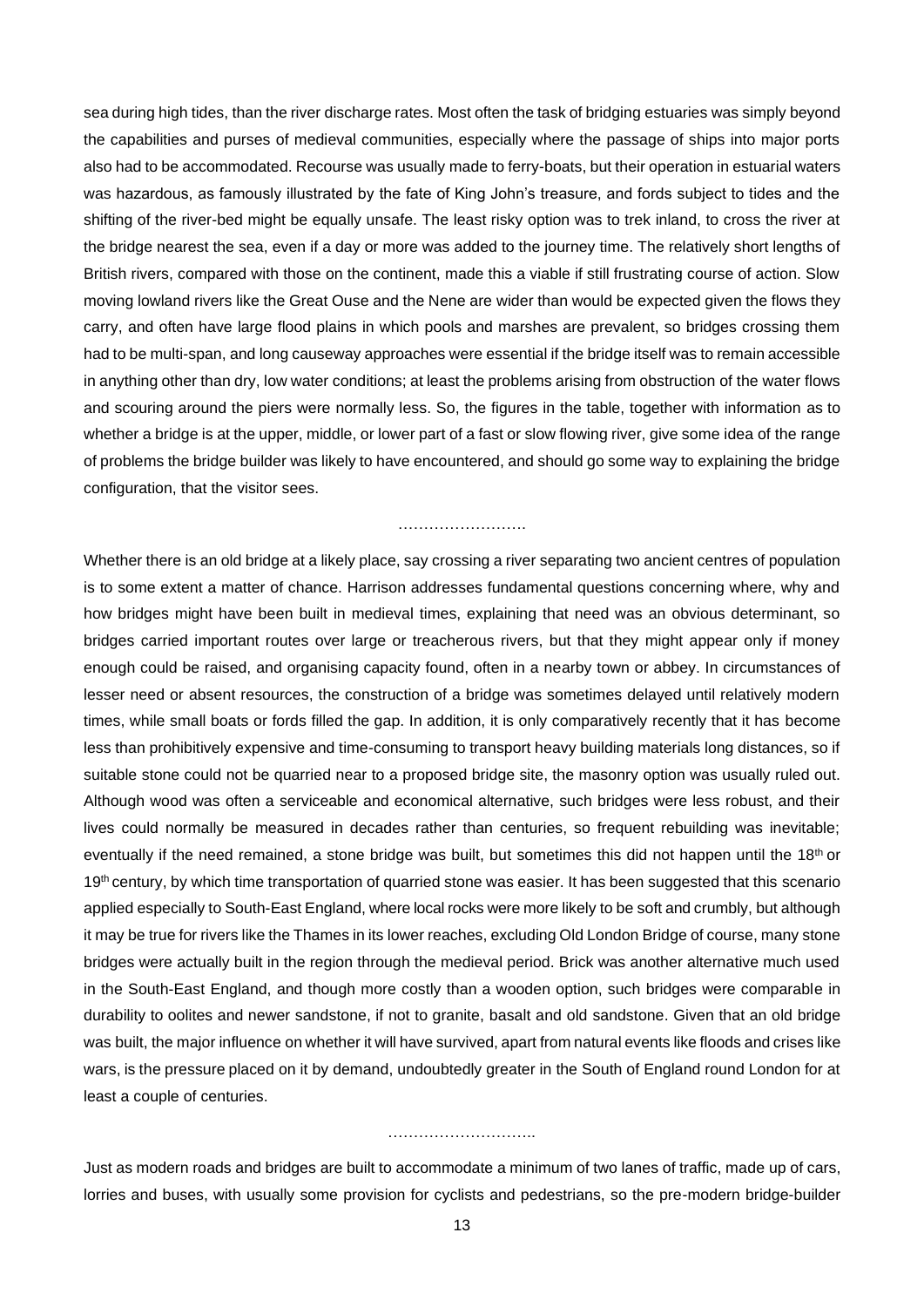sea during high tides, than the river discharge rates. Most often the task of bridging estuaries was simply beyond the capabilities and purses of medieval communities, especially where the passage of ships into major ports also had to be accommodated. Recourse was usually made to ferry-boats, but their operation in estuarial waters was hazardous, as famously illustrated by the fate of King John's treasure, and fords subject to tides and the shifting of the river-bed might be equally unsafe. The least risky option was to trek inland, to cross the river at the bridge nearest the sea, even if a day or more was added to the journey time. The relatively short lengths of British rivers, compared with those on the continent, made this a viable if still frustrating course of action. Slow moving lowland rivers like the Great Ouse and the Nene are wider than would be expected given the flows they carry, and often have large flood plains in which pools and marshes are prevalent, so bridges crossing them had to be multi-span, and long causeway approaches were essential if the bridge itself was to remain accessible in anything other than dry, low water conditions; at least the problems arising from obstruction of the water flows and scouring around the piers were normally less. So, the figures in the table, together with information as to whether a bridge is at the upper, middle, or lower part of a fast or slow flowing river, give some idea of the range of problems the bridge builder was likely to have encountered, and should go some way to explaining the bridge configuration, that the visitor sees.

…………………….

Whether there is an old bridge at a likely place, say crossing a river separating two ancient centres of population is to some extent a matter of chance. Harrison addresses fundamental questions concerning where, why and how bridges might have been built in medieval times, explaining that need was an obvious determinant, so bridges carried important routes over large or treacherous rivers, but that they might appear only if money enough could be raised, and organising capacity found, often in a nearby town or abbey. In circumstances of lesser need or absent resources, the construction of a bridge was sometimes delayed until relatively modern times, while small boats or fords filled the gap. In addition, it is only comparatively recently that it has become less than prohibitively expensive and time-consuming to transport heavy building materials long distances, so if suitable stone could not be quarried near to a proposed bridge site, the masonry option was usually ruled out. Although wood was often a serviceable and economical alternative, such bridges were less robust, and their lives could normally be measured in decades rather than centuries, so frequent rebuilding was inevitable; eventually if the need remained, a stone bridge was built, but sometimes this did not happen until the 18th or 19th century, by which time transportation of quarried stone was easier. It has been suggested that this scenario applied especially to South-East England, where local rocks were more likely to be soft and crumbly, but although it may be true for rivers like the Thames in its lower reaches, excluding Old London Bridge of course, many stone bridges were actually built in the region through the medieval period. Brick was another alternative much used in the South-East England, and though more costly than a wooden option, such bridges were comparable in durability to oolites and newer sandstone, if not to granite, basalt and old sandstone. Given that an old bridge was built, the major influence on whether it will have survived, apart from natural events like floods and crises like wars, is the pressure placed on it by demand, undoubtedly greater in the South of England round London for at least a couple of centuries.

………………………..

Just as modern roads and bridges are built to accommodate a minimum of two lanes of traffic, made up of cars, lorries and buses, with usually some provision for cyclists and pedestrians, so the pre-modern bridge-builder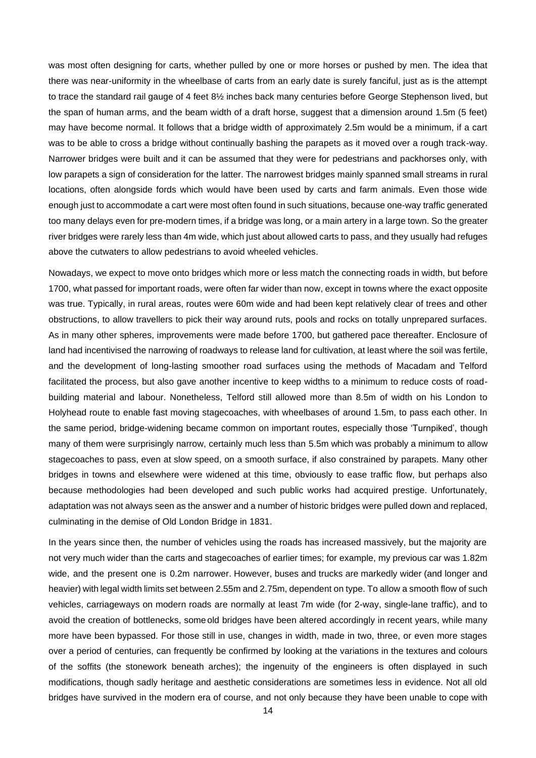was most often designing for carts, whether pulled by one or more horses or pushed by men. The idea that there was near-uniformity in the wheelbase of carts from an early date is surely fanciful, just as is the attempt to trace the standard rail gauge of 4 feet 8½ inches back many centuries before George Stephenson lived, but the span of human arms, and the beam width of a draft horse, suggest that a dimension around 1.5m (5 feet) may have become normal. It follows that a bridge width of approximately 2.5m would be a minimum, if a cart was to be able to cross a bridge without continually bashing the parapets as it moved over a rough track-way. Narrower bridges were built and it can be assumed that they were for pedestrians and packhorses only, with low parapets a sign of consideration for the latter. The narrowest bridges mainly spanned small streams in rural locations, often alongside fords which would have been used by carts and farm animals. Even those wide enough just to accommodate a cart were most often found in such situations, because one-way traffic generated too many delays even for pre-modern times, if a bridge was long, or a main artery in a large town. So the greater river bridges were rarely less than 4m wide, which just about allowed carts to pass, and they usually had refuges above the cutwaters to allow pedestrians to avoid wheeled vehicles.

Nowadays, we expect to move onto bridges which more or less match the connecting roads in width, but before 1700, what passed for important roads, were often far wider than now, except in towns where the exact opposite was true. Typically, in rural areas, routes were 60m wide and had been kept relatively clear of trees and other obstructions, to allow travellers to pick their way around ruts, pools and rocks on totally unprepared surfaces. As in many other spheres, improvements were made before 1700, but gathered pace thereafter. Enclosure of land had incentivised the narrowing of roadways to release land for cultivation, at least where the soil was fertile, and the development of long-lasting smoother road surfaces using the methods of Macadam and Telford facilitated the process, but also gave another incentive to keep widths to a minimum to reduce costs of road-building material and labour. Nonetheless, Telford still allowed more than 8.5m of width on his London to Holyhead route to enable fast moving stagecoaches, with wheelbases of around 1.5m, to pass each other. In the same period, bridge-widening became common on important routes, especially those 'Turnpiked', though many of them were surprisingly narrow, certainly much less than 5.5m which was probably a minimum to allow stagecoaches to pass, even at slow speed, on a smooth surface, if also constrained by parapets. Many other bridges in towns and elsewhere were widened at this time, obviously to ease traffic flow, but perhaps also because methodologies had been developed and such public works had acquired prestige. Unfortunately, adaptation was not always seen as the answer and a number of historic bridges were pulled down and replaced, culminating in the demise of Old London Bridge in 1831.

In the years since then, the number of vehicles using the roads has increased massively, but the majority are not very much wider than the carts and stagecoaches of earlier times; for example, my previous car was 1.82m wide, and the present one is 0.2m narrower. However, buses and trucks are markedly wider (and longer and heavier) with legal width limits set between 2.55m and 2.75m, dependent on type. To allow a smooth flow of such vehicles, carriageways on modern roads are normally at least 7m wide (for 2-way, single-lane traffic), and to avoid the creation of bottlenecks, some old bridges have been altered accordingly in recent years, while many more have been bypassed. For those still in use, changes in width, made in two, three, or even more stages over a period of centuries, can frequently be confirmed by looking at the variations in the textures and colours of the soffits (the stonework beneath arches); the ingenuity of the engineers is often displayed in such modifications, though sadly heritage and aesthetic considerations are sometimes less in evidence. Not all old bridges have survived in the modern era of course, and not only because they have been unable to cope with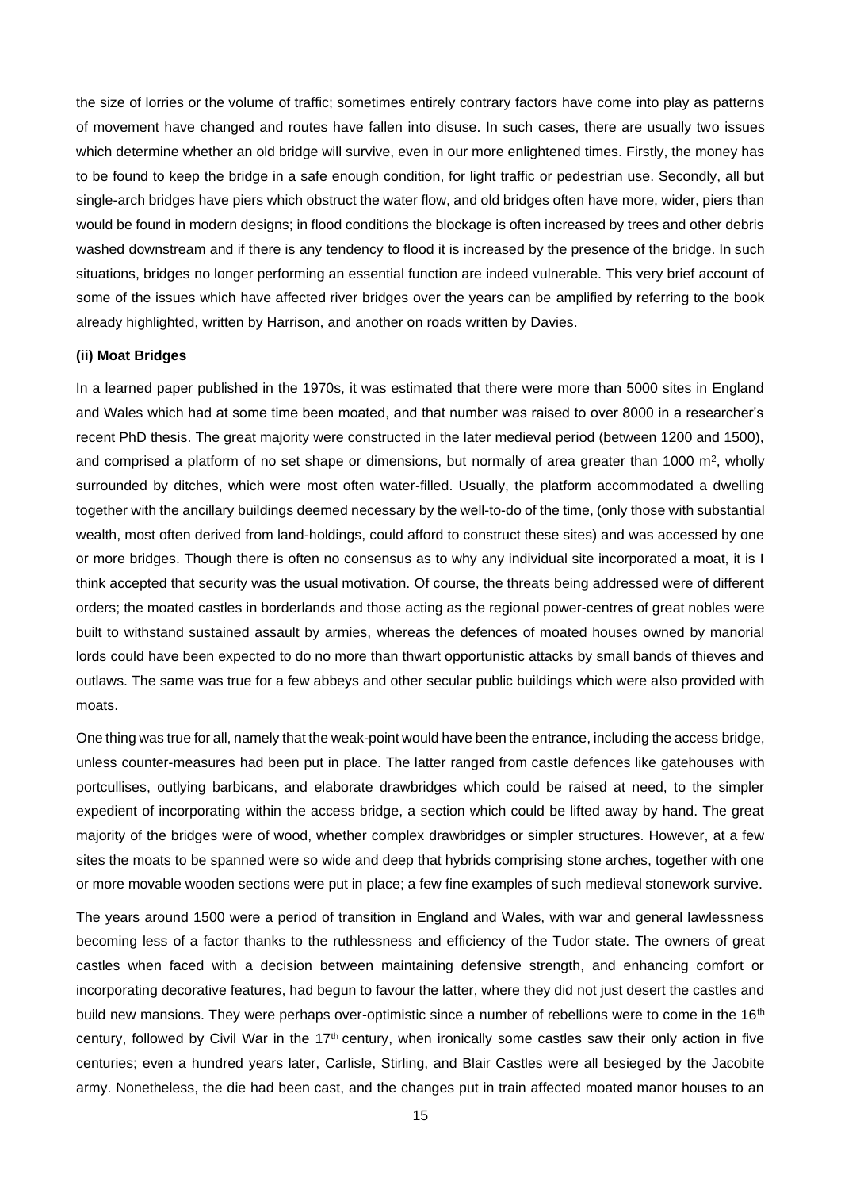the size of lorries or the volume of traffic; sometimes entirely contrary factors have come into play as patterns of movement have changed and routes have fallen into disuse. In such cases, there are usually two issues which determine whether an old bridge will survive, even in our more enlightened times. Firstly, the money has to be found to keep the bridge in a safe enough condition, for light traffic or pedestrian use. Secondly, all but single-arch bridges have piers which obstruct the water flow, and old bridges often have more, wider, piers than would be found in modern designs; in flood conditions the blockage is often increased by trees and other debris washed downstream and if there is any tendency to flood it is increased by the presence of the bridge. In such situations, bridges no longer performing an essential function are indeed vulnerable. This very brief account of some of the issues which have affected river bridges over the years can be amplified by referring to the book already highlighted, written by Harrison, and another on roads written by Davies.

**(ii) Moat Bridges**

In a learned paper published in the 1970s, it was estimated that there were more than 5000 sites in England and Wales which had at some time been moated, and that number was raised to over 8000 in a researcher's recent PhD thesis. The great majority were constructed in the later medieval period (between 1200 and 1500), and comprised a platform of no set shape or dimensions, but normally of area greater than 1000 $m^2$, wholly surrounded by ditches, which were most often water-filled. Usually, the platform accommodated a dwelling together with the ancillary buildings deemed necessary by the well-to-do of the time, (only those with substantial wealth, most often derived from land-holdings, could afford to construct these sites) and was accessed by one or more bridges. Though there is often no consensus as to why any individual site incorporated a moat, it is I think accepted that security was the usual motivation. Of course, the threats being addressed were of different orders; the moated castles in borderlands and those acting as the regional power-centres of great nobles were built to withstand sustained assault by armies, whereas the defences of moated houses owned by manorial lords could have been expected to do no more than thwart opportunistic attacks by small bands of thieves and outlaws. The same was true for a few abbeys and other secular public buildings which were also provided with moats.

One thing was true for all, namely that the weak-point would have been the entrance, including the access bridge, unless counter-measures had been put in place. The latter ranged from castle defences like gatehouses with portcullises, outlying barbicans, and elaborate drawbridges which could be raised at need, to the simpler expedient of incorporating within the access bridge, a section which could be lifted away by hand. The great majority of the bridges were of wood, whether complex drawbridges or simpler structures. However, at a few sites the moats to be spanned were so wide and deep that hybrids comprising stone arches, together with one or more movable wooden sections were put in place; a few fine examples of such medieval stonework survive.

The years around 1500 were a period of transition in England and Wales, with war and general lawlessness becoming less of a factor thanks to the ruthlessness and efficiency of the Tudor state. The owners of great castles when faced with a decision between maintaining defensive strength, and enhancing comfort or incorporating decorative features, had begun to favour the latter, where they did not just desert the castles and build new mansions. They were perhaps over-optimistic since a number of rebellions were to come in the 16th century, followed by Civil War in the 17th century, when ironically some castles saw their only action in five centuries; even a hundred years later, Carlisle, Stirling, and Blair Castles were all besieged by the Jacobite army. Nonetheless, the die had been cast, and the changes put in train affected moated manor houses to an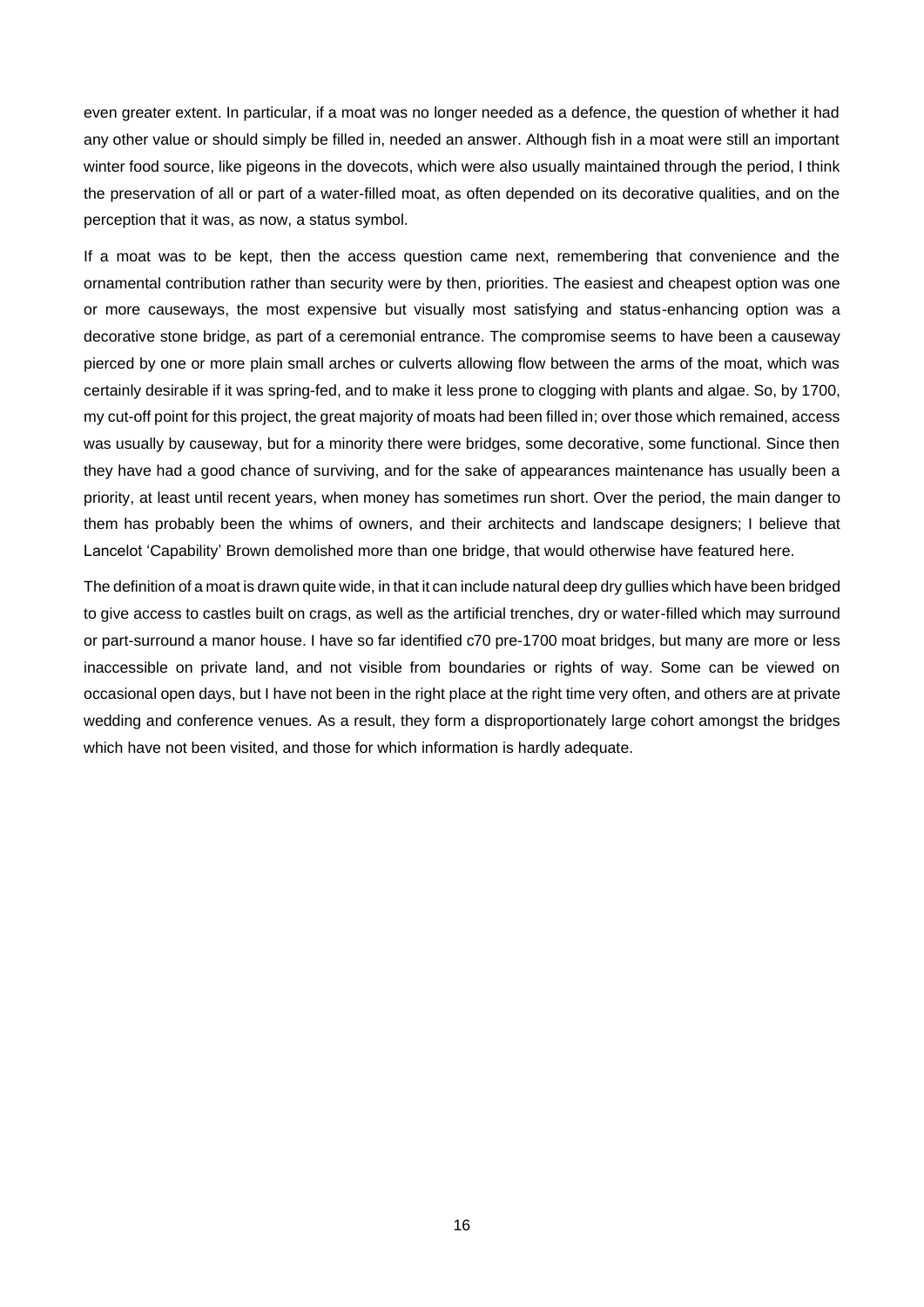even greater extent. In particular, if a moat was no longer needed as a defence, the question of whether it had any other value or should simply be filled in, needed an answer. Although fish in a moat were still an important winter food source, like pigeons in the dovecots, which were also usually maintained through the period, I think the preservation of all or part of a water-filled moat, as often depended on its decorative qualities, and on the perception that it was, as now, a status symbol.

If a moat was to be kept, then the access question came next, remembering that convenience and the ornamental contribution rather than security were by then, priorities. The easiest and cheapest option was one or more causeways, the most expensive but visually most satisfying and status-enhancing option was a decorative stone bridge, as part of a ceremonial entrance. The compromise seems to have been a causeway pierced by one or more plain small arches or culverts allowing flow between the arms of the moat, which was certainly desirable if it was spring-fed, and to make it less prone to clogging with plants and algae. So, by 1700, my cut-off point for this project, the great majority of moats had been filled in; over those which remained, access was usually by causeway, but for a minority there were bridges, some decorative, some functional. Since then they have had a good chance of surviving, and for the sake of appearances maintenance has usually been a priority, at least until recent years, when money has sometimes run short. Over the period, the main danger to them has probably been the whims of owners, and their architects and landscape designers; I believe that Lancelot 'Capability' Brown demolished more than one bridge, that would otherwise have featured here.

The definition of a moat is drawn quite wide, in that it can include natural deep dry gullies which have been bridged to give access to castles built on crags, as well as the artificial trenches, dry or water-filled which may surround or part-surround a manor house. I have so far identified c70 pre-1700 moat bridges, but many are more or less inaccessible on private land, and not visible from boundaries or rights of way. Some can be viewed on occasional open days, but I have not been in the right place at the right time very often, and others are at private wedding and conference venues. As a result, they form a disproportionately large cohort amongst the bridges which have not been visited, and those for which information is hardly adequate.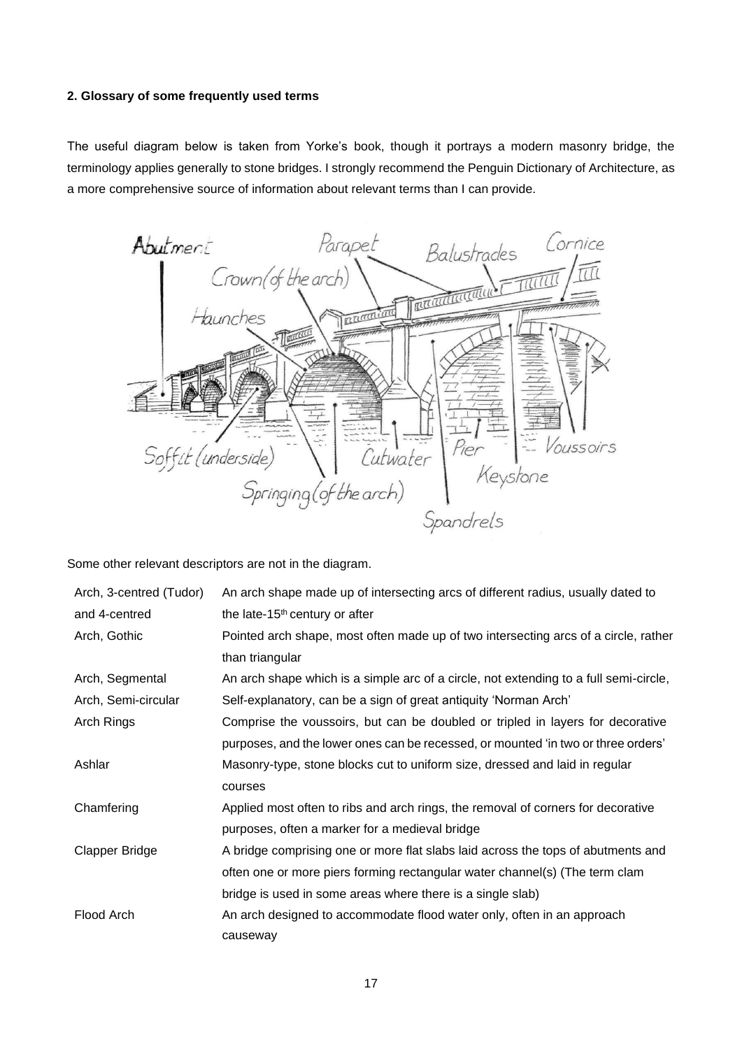**2. Glossary of some frequently used terms**

The useful diagram below is taken from Yorke's book, though it portrays a modern masonry bridge, the terminology applies generally to stone bridges. I strongly recommend the Penguin Dictionary of Architecture, as a more comprehensive source of information about relevant terms than I can provide.

Some other relevant descriptors are not in the diagram.

| | |
|---|---|
| Arch, 3-centred (Tudor) and 4-centred | An arch shape made up of intersecting arcs of different radius, usually dated to the late-15th century or after |
| Arch, Gothic | Pointed arch shape, most often made up of two intersecting arcs of a circle, rather than triangular |
| Arch, Segmental | An arch shape which is a simple arc of a circle, not extending to a full semi-circle, |
| Arch, Semi-circular | Self-explanatory, can be a sign of great antiquity 'Norman Arch' |
| Arch Rings | Comprise the voussoirs, but can be doubled or tripled in layers for decorative purposes, and the lower ones can be recessed, or mounted 'in two or three orders' |
| Ashlar | Masonry-type, stone blocks cut to uniform size, dressed and laid in regular courses |
| Chamfering | Applied most often to ribs and arch rings, the removal of corners for decorative purposes, often a marker for a medieval bridge |
| Clapper Bridge | A bridge comprising one or more flat slabs laid across the tops of abutments and often one or more piers forming rectangular water channel(s) (The term clam bridge is used in some areas where there is a single slab) |
| Flood Arch | An arch designed to accommodate flood water only, often in an approach causeway |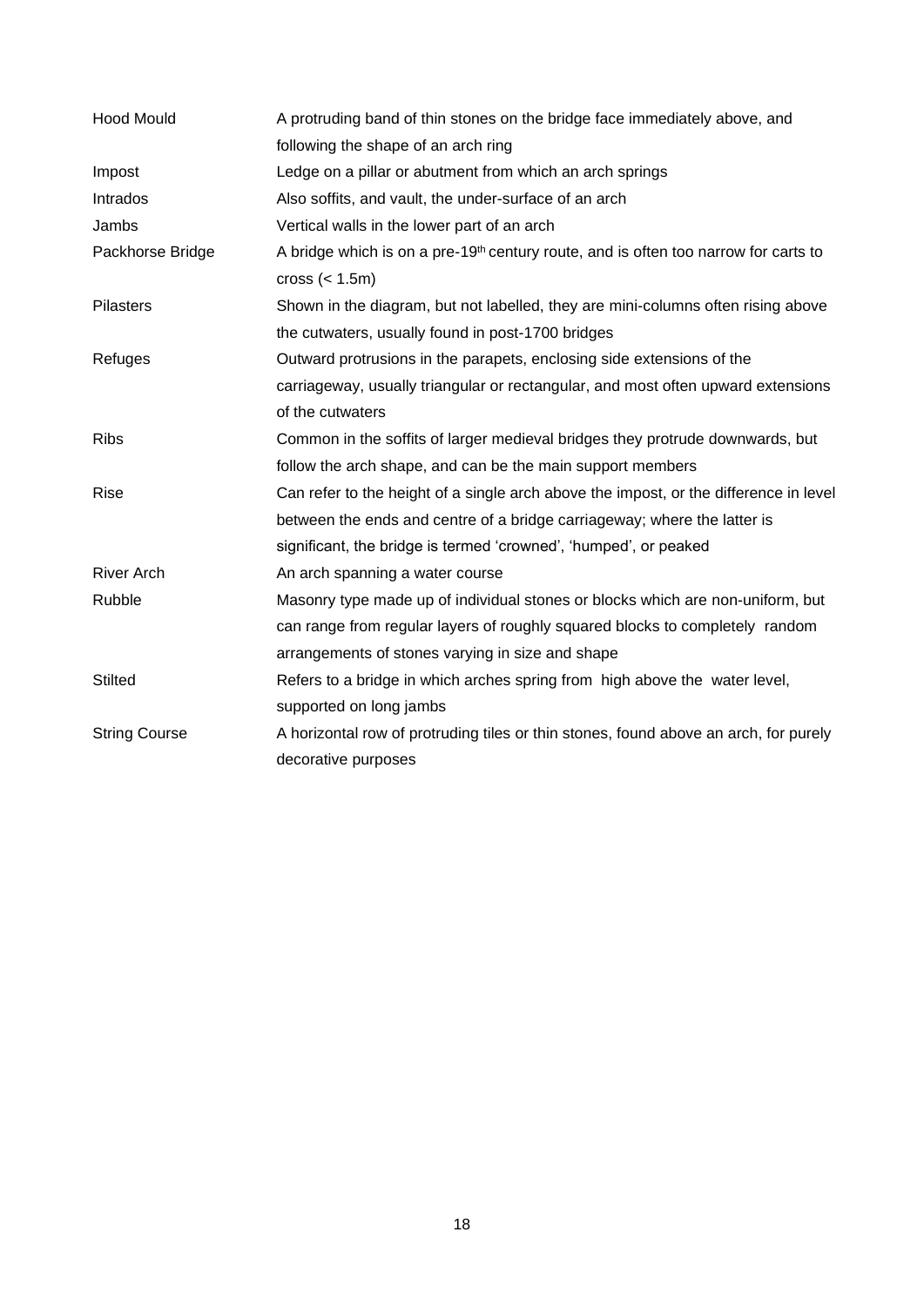| | |
|---|---|
| Hood Mould | A protruding band of thin stones on the bridge face immediately above, and following the shape of an arch ring |
| Impost | Ledge on a pillar or abutment from which an arch springs |
| Intrados | Also soffits, and vault, the under-surface of an arch |
| Jambs | Vertical walls in the lower part of an arch |
| Packhorse Bridge | A bridge which is on a pre-19th century route, and is often too narrow for carts to cross (< 1.5m) |
| Pilasters | Shown in the diagram, but not labelled, they are mini-columns often rising above the cutwaters, usually found in post-1700 bridges |
| Refuges | Outward protrusions in the parapets, enclosing side extensions of the carriageway, usually triangular or rectangular, and most often upward extensions of the cutwaters |
| Ribs | Common in the soffits of larger medieval bridges they protrude downwards, but follow the arch shape, and can be the main support members |
| Rise | Can refer to the height of a single arch above the impost, or the difference in level between the ends and centre of a bridge carriageway; where the latter is significant, the bridge is termed 'crowned', 'humped', or peaked |
| River Arch | An arch spanning a water course |
| Rubble | Masonry type made up of individual stones or blocks which are non-uniform, but can range from regular layers of roughly squared blocks to completely random arrangements of stones varying in size and shape |
| Stilted | Refers to a bridge in which arches spring from high above the water level, supported on long jambs |
| String Course | A horizontal row of protruding tiles or thin stones, found above an arch, for purely decorative purposes |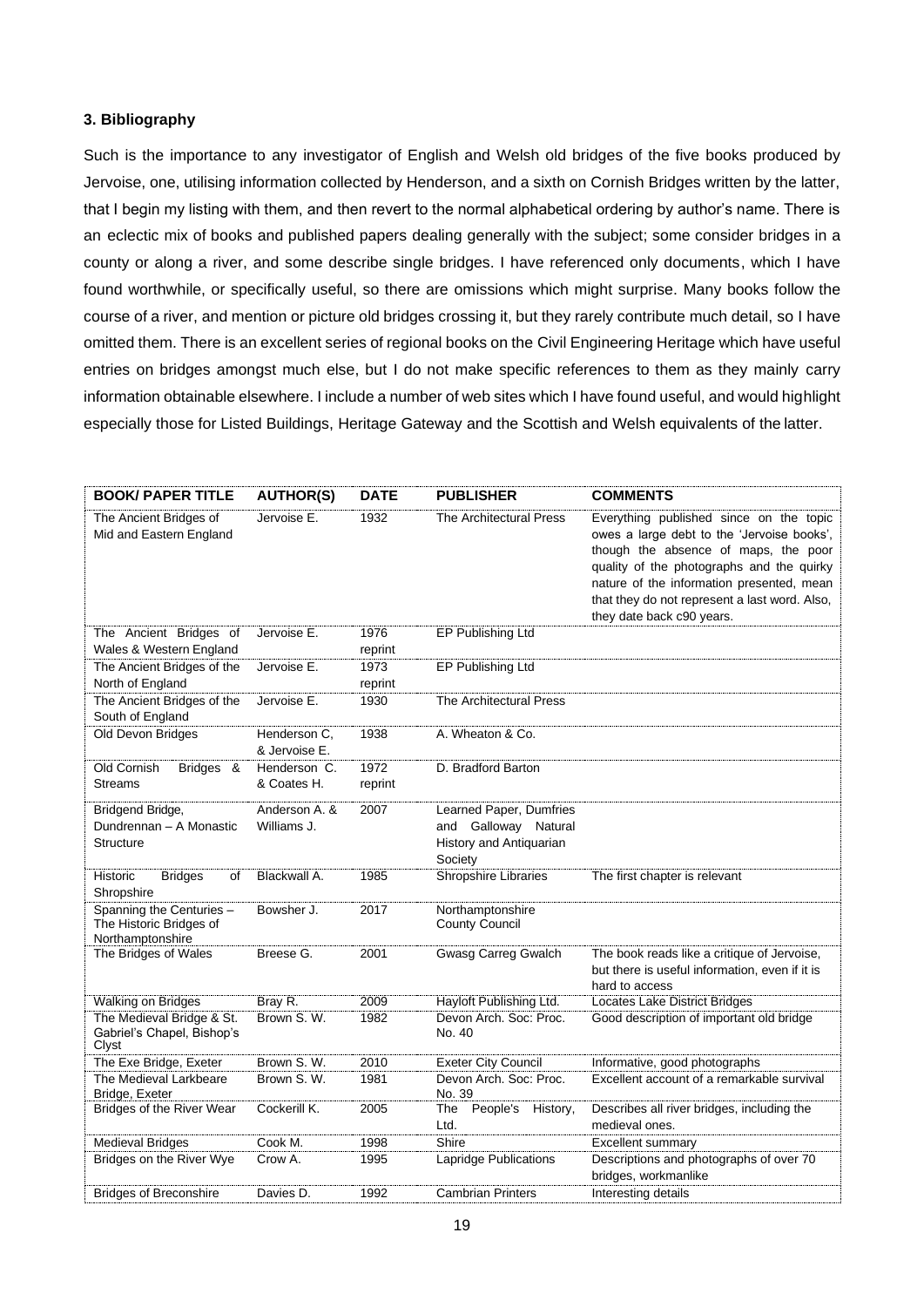### 3. Bibliography

Such is the importance to any investigator of English and Welsh old bridges of the five books produced by Jervoise, one, utilising information collected by Henderson, and a sixth on Cornish Bridges written by the latter, that I begin my listing with them, and then revert to the normal alphabetical ordering by author's name. There is an eclectic mix of books and published papers dealing generally with the subject; some consider bridges in a county or along a river, and some describe single bridges. I have referenced only documents, which I have found worthwhile, or specifically useful, so there are omissions which might surprise. Many books follow the course of a river, and mention or picture old bridges crossing it, but they rarely contribute much detail, so I have omitted them. There is an excellent series of regional books on the Civil Engineering Heritage which have useful entries on bridges amongst much else, but I do not make specific references to them as they mainly carry information obtainable elsewhere. I include a number of web sites which I have found useful, and would highlight especially those for Listed Buildings, Heritage Gateway and the Scottish and Welsh equivalents of the latter.

| BOOK/ PAPER TITLE | AUTHOR(S) | DATE | PUBLISHER | COMMENTS |
|---|---|---|---|---|
| The Ancient Bridges of Mid and Eastern England | Jervoise E. | 1932 | The Architectural Press | Everything published since on the topic owes a large debt to the 'Jervoise books', though the absence of maps, the poor quality of the photographs and the quirky nature of the information presented, mean that they do not represent a last word. Also, they date back c90 years. |
| The Ancient Bridges of Wales & Western England | Jervoise E. | 1976 reprint | EP Publishing Ltd | |
| The Ancient Bridges of the North of England | Jervoise E. | 1973 reprint | EP Publishing Ltd | |
| The Ancient Bridges of the South of England | Jervoise E. | 1930 | The Architectural Press | |
| Old Devon Bridges | Henderson C, & Jervoise E. | 1938 | A. Wheaton & Co. | |
| Old Cornish Bridges & Streams | Henderson C. & Coates H. | 1972 reprint | D. Bradford Barton | |
| Bridgend Bridge, Dundrennan – A Monastic Structure | Anderson A. & Williams J. | 2007 | Learned Paper, Dumfries and Galloway Natural History and Antiquarian Society | |
| Historic Bridges of Shropshire | Blackwall A. | 1985 | Shropshire Libraries | The first chapter is relevant |
| Spanning the Centuries – The Historic Bridges of Northamptonshire | Bowsher J. | 2017 | Northamptonshire County Council | |
| The Bridges of Wales | Breese G. | 2001 | Gwasg Carreg Gwalch | The book reads like a critique of Jervoise, but there is useful information, even if it is hard to access |
| Walking on Bridges | Bray R. | 2009 | Hayloft Publishing Ltd. | Locates Lake District Bridges |
| The Medieval Bridge & St. Gabriel's Chapel, Bishop's Clyst | Brown S. W. | 1982 | Devon Arch. Soc: Proc. No. 40 | Good description of important old bridge |
| The Exe Bridge, Exeter | Brown S. W. | 2010 | Exeter City Council | Informative, good photographs |
| The Medieval Larkbeare Bridge, Exeter | Brown S. W. | 1981 | Devon Arch. Soc: Proc. No. 39 | Excellent account of a remarkable survival |
| Bridges of the River Wear | Cockerill K. | 2005 | The People's History, Ltd. | Describes all river bridges, including the medieval ones. |
| Medieval Bridges | Cook M. | 1998 | Shire | Excellent summary |
| Bridges on the River Wye | Crow A. | 1995 | Lapridge Publications | Descriptions and photographs of over 70 bridges, workmanlike |
| Bridges of Breconshire | Davies D. | 1992 | Cambrian Printers | Interesting details |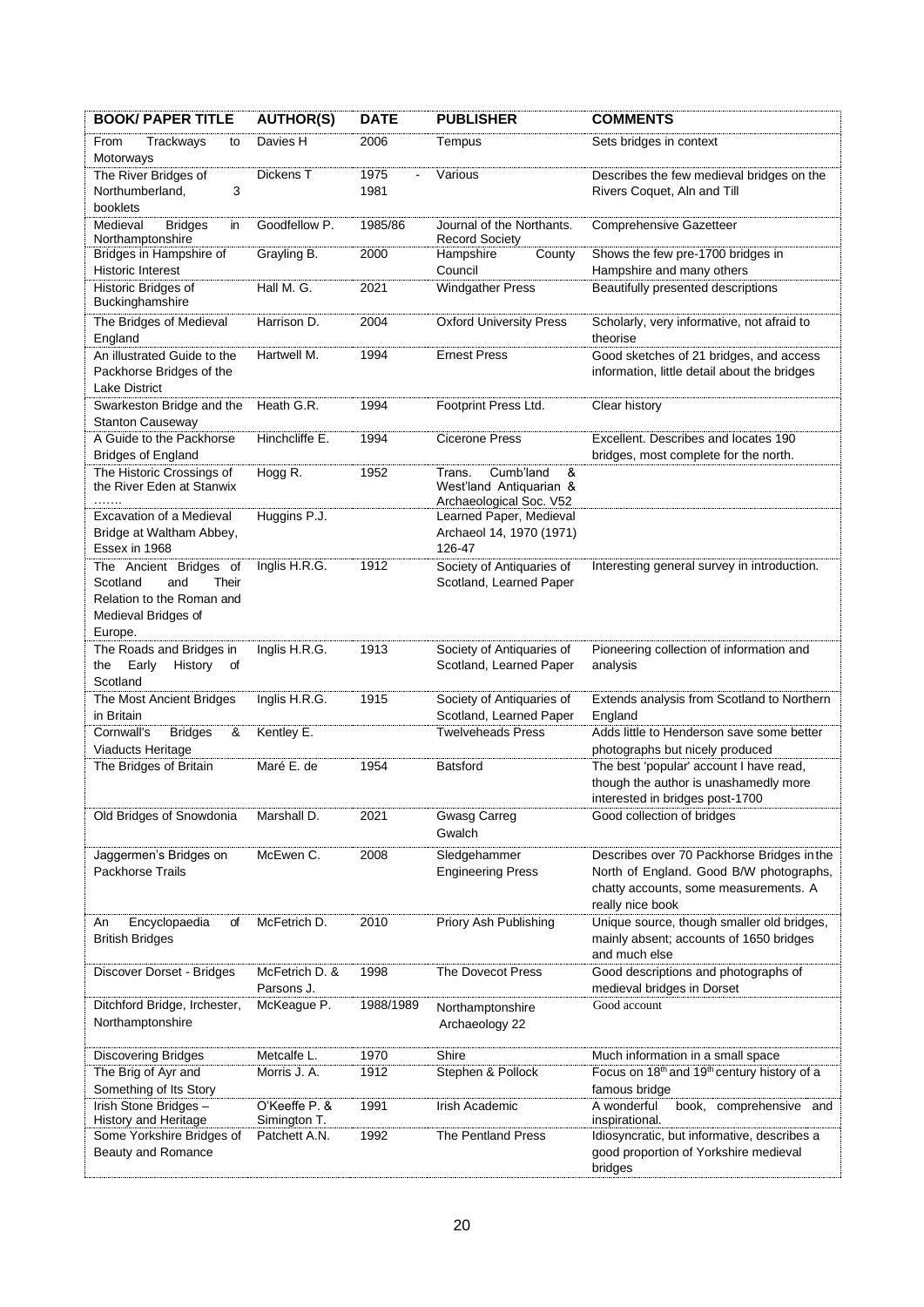| BOOK/ PAPER TITLE | AUTHOR(S) | DATE | PUBLISHER | COMMENTS |
|---|---|---|---|---|
| From Trackways to Motorways | Davies H | 2006 | Tempus | Sets bridges in context |
| The River Bridges of Northumberland, 3 booklets | Dickens T | 1975 - 1981 | Various | Describes the few medieval bridges on the Rivers Coquet, Aln and Till |
| Medieval Bridges in Northamptonshire | Goodfellow P. | 1985/86 | Journal of the Northants. Record Society | Comprehensive Gazetteer |
| Bridges in Hampshire of Historic Interest | Grayling B. | 2000 | Hampshire County Council | Shows the few pre-1700 bridges in Hampshire and many others |
| Historic Bridges of Buckinghamshire | Hall M. G. | 2021 | Windgather Press | Beautifully presented descriptions |
| The Bridges of Medieval England | Harrison D. | 2004 | Oxford University Press | Scholarly, very informative, not afraid to theorise |
| An illustrated Guide to the Packhorse Bridges of the Lake District | Hartwell M. | 1994 | Ernest Press | Good sketches of 21 bridges, and access information, little detail about the bridges |
| Swarkeston Bridge and the Stanton Causeway | Heath G.R. | 1994 | Footprint Press Ltd. | Clear history |
| A Guide to the Packhorse Bridges of England | Hinchcliffe E. | 1994 | Cicerone Press | Excellent. Describes and locates 190 bridges, most complete for the north. |
| The Historic Crossings of the River Eden at Stanwix ……. | Hogg R. | 1952 | Trans. Cumb'land & West'land Antiquarian & Archaeological Soc. V52 | |
| Excavation of a Medieval Bridge at Waltham Abbey, Essex in 1968 | Huggins P.J. | | Learned Paper, Medieval Archaeol 14, 1970 (1971) 126-47 | |
| The Ancient Bridges of Scotland and Their Relation to the Roman and Medieval Bridges of Europe. | Inglis H.R.G. | 1912 | Society of Antiquaries of Scotland, Learned Paper | Interesting general survey in introduction. |
| The Roads and Bridges in the Early History of Scotland | Inglis H.R.G. | 1913 | Society of Antiquaries of Scotland, Learned Paper | Pioneering collection of information and analysis |
| The Most Ancient Bridges in Britain | Inglis H.R.G. | 1915 | Society of Antiquaries of Scotland, Learned Paper | Extends analysis from Scotland to Northern England |
| Cornwall's Bridges & Viaducts Heritage | Kentley E. | | Twelveheads Press | Adds little to Henderson save some better photographs but nicely produced |
| The Bridges of Britain | Maré E. de | 1954 | Batsford | The best 'popular' account I have read, though the author is unashamedly more interested in bridges post-1700 |
| Old Bridges of Snowdonia | Marshall D. | 2021 | Gwasg Carreg Gwalch | Good collection of bridges |
| Jaggermen's Bridges on Packhorse Trails | McEwen C. | 2008 | Sledgehammer Engineering Press | Describes over 70 Packhorse Bridges in the North of England. Good B/W photographs, chatty accounts, some measurements. A really nice book |
| An Encyclopaedia of British Bridges | McFetrich D. | 2010 | Priory Ash Publishing | Unique source, though smaller old bridges, mainly absent; accounts of 1650 bridges and much else |
| Discover Dorset - Bridges | McFetrich D. & Parsons J. | 1998 | The Dovecot Press | Good descriptions and photographs of medieval bridges in Dorset |
| Ditchford Bridge, Irchester, Northamptonshire | McKeague P. | 1988/1989 | Northamptonshire Archaeology 22 | Good account |
| Discovering Bridges | Metcalfe L. | 1970 | Shire | Much information in a small space |
| The Brig of Ayr and Something of Its Story | Morris J. A. | 1912 | Stephen & Pollock | Focus on 18th and 19th century history of a famous bridge |
| Irish Stone Bridges – History and Heritage | O'Keeffe P. & Simington T. | 1991 | Irish Academic | A wonderful book, comprehensive and inspirational. |
| Some Yorkshire Bridges of Beauty and Romance | Patchett A.N. | 1992 | The Pentland Press | Idiosyncratic, but informative, describes a good proportion of Yorkshire medieval bridges |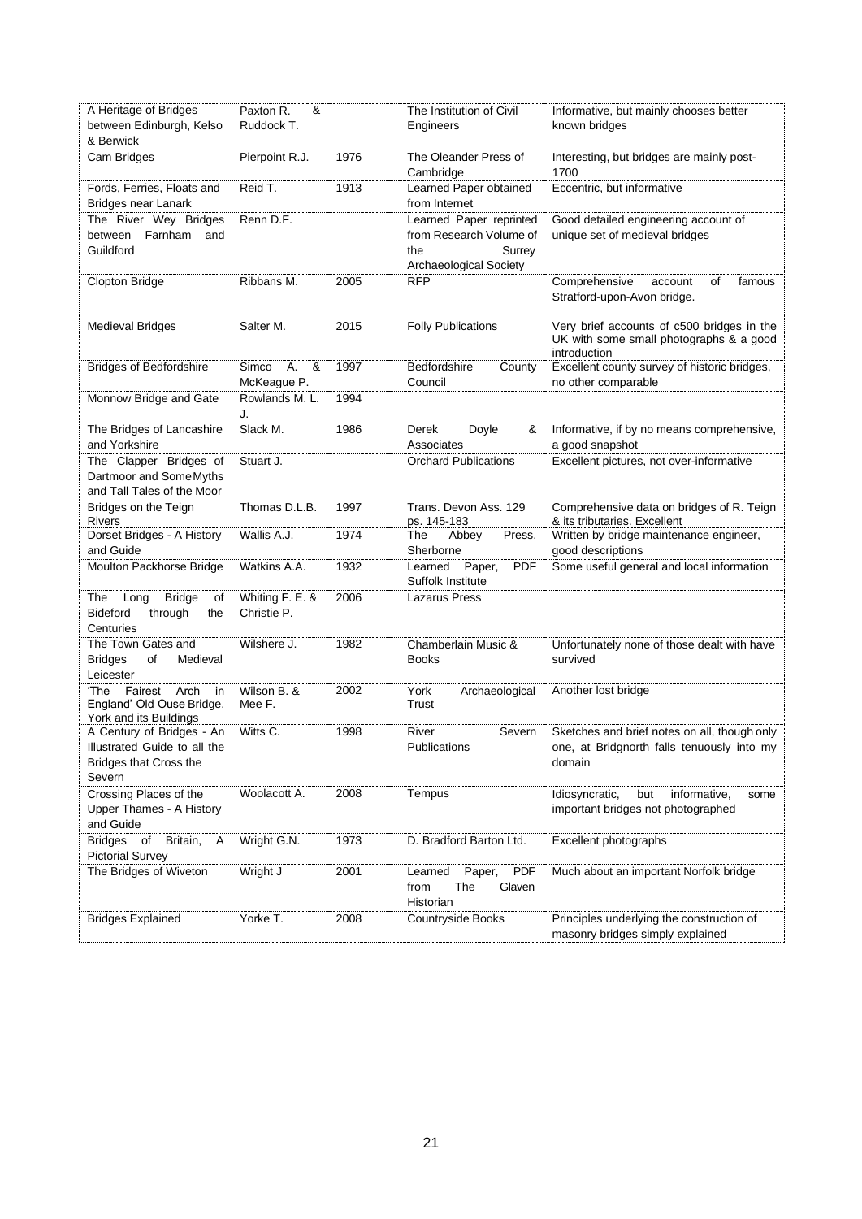| | | | | |
|---|---|---|---|---|
| A Heritage of Bridges between Edinburgh, Kelso & Berwick | Paxton R. & Ruddock T. | | The Institution of Civil Engineers | Informative, but mainly chooses better known bridges |
| Cam Bridges | Pierpoint R.J. | 1976 | The Oleander Press of Cambridge | Interesting, but bridges are mainly post-1700 |
| Fords, Ferries, Floats and Bridges near Lanark | Reid T. | 1913 | Learned Paper obtained from Internet | Eccentric, but informative |
| The River Wey Bridges between Farnham and Guildford | Renn D.F. | | Learned Paper reprinted from Research Volume of the Surrey Archaeological Society | Good detailed engineering account of unique set of medieval bridges |
| Clopton Bridge | Ribbans M. | 2005 | RFP | Comprehensive account of famous Stratford-upon-Avon bridge. |
| Medieval Bridges | Salter M. | 2015 | Folly Publications | Very brief accounts of c500 bridges in the UK with some small photographs & a good introduction |
| Bridges of Bedfordshire | Simco A. & McKeague P. | 1997 | Bedfordshire County Council | Excellent county survey of historic bridges, no other comparable |
| Monnow Bridge and Gate | Rowlands M. L. J. | 1994 | | |
| The Bridges of Lancashire and Yorkshire | Slack M. | 1986 | Derek Doyle & Associates | Informative, if by no means comprehensive, a good snapshot |
| The Clapper Bridges of Dartmoor and Some Myths and Tall Tales of the Moor | Stuart J. | | Orchard Publications | Excellent pictures, not over-informative |
| Bridges on the Teign Rivers | Thomas D.L.B. | 1997 | Trans. Devon Ass. 129 ps. 145-183 | Comprehensive data on bridges of R. Teign & its tributaries. Excellent |
| Dorset Bridges - A History and Guide | Wallis A.J. | 1974 | The Abbey Press, Sherborne | Written by bridge maintenance engineer, good descriptions |
| Moulton Packhorse Bridge | Watkins A.A. | 1932 | Learned Paper, PDF Suffolk Institute | Some useful general and local information |
| The Long Bridge of Bideford through the Centuries | Whiting F. E. & Christie P. | 2006 | Lazarus Press | |
| The Town Gates and Bridges of Medieval Leicester | Wilshere J. | 1982 | Chamberlain Music & Books | Unfortunately none of those dealt with have survived |
| 'The Fairest Arch in England' Old Ouse Bridge, York and its Buildings | Wilson B. & Mee F. | 2002 | York Archaeological Trust | Another lost bridge |
| A Century of Bridges - An Illustrated Guide to all the Bridges that Cross the Severn | Witts C. | 1998 | River Severn Publications | Sketches and brief notes on all, though only one, at Bridgnorth falls tenuously into my domain |
| Crossing Places of the Upper Thames - A History and Guide | Woolacott A. | 2008 | Tempus | Idiosyncratic, but informative, some important bridges not photographed |
| Bridges of Britain, A Pictorial Survey | Wright G.N. | 1973 | D. Bradford Barton Ltd. | Excellent photographs |
| The Bridges of Wiveton | Wright J | 2001 | Learned Paper, PDF from The Glaven Historian | Much about an important Norfolk bridge |
| Bridges Explained | Yorke T. | 2008 | Countryside Books | Principles underlying the construction of masonry bridges simply explained |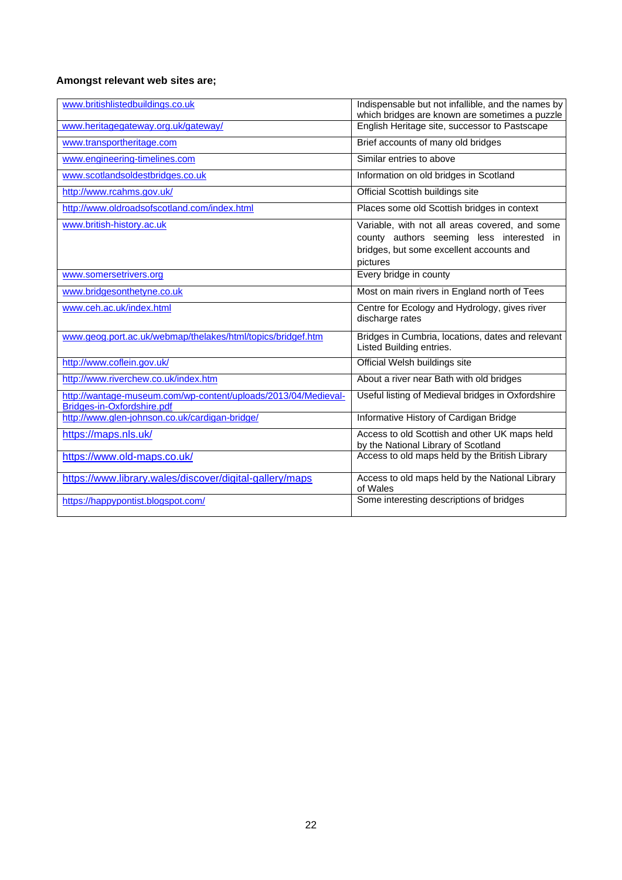**Amongst relevant web sites are;**

| | |
|---|---|
| www.britishlistedbuildings.co.uk | Indispensable but not infallible, and the names by which bridges are known are sometimes a puzzle |
| www.heritagegateway.org.uk/gateway/ | English Heritage site, successor to Pastscape |
| www.transportheritage.com | Brief accounts of many old bridges |
| www.engineering-timelines.com | Similar entries to above |
| www.scotlandsoldestbridges.co.uk | Information on old bridges in Scotland |
| http://www.rcahms.gov.uk/ | Official Scottish buildings site |
| http://www.oldroadsofscotland.com/index.html | Places some old Scottish bridges in context |
| www.british-history.ac.uk | Variable, with not all areas covered, and some county authors seeming less interested in bridges, but some excellent accounts and pictures |
| www.somersetrivers.org | Every bridge in county |
| www.bridgesonthetyne.co.uk | Most on main rivers in England north of Tees |
| www.ceh.ac.uk/index.html | Centre for Ecology and Hydrology, gives river discharge rates |
| www.geog.port.ac.uk/webmap/thelakes/html/topics/bridgef.htm | Bridges in Cumbria, locations, dates and relevant Listed Building entries. |
| http://www.coflein.gov.uk/ | Official Welsh buildings site |
| http://www.riverchew.co.uk/index.htm | About a river near Bath with old bridges |
| http://wantage-museum.com/wp-content/uploads/2013/04/Medieval-Bridges-in-Oxfordshire.pdf | Useful listing of Medieval bridges in Oxfordshire |
| http://www.glen-johnson.co.uk/cardigan-bridge/ | Informative History of Cardigan Bridge |
| https://maps.nls.uk/ | Access to old Scottish and other UK maps held by the National Library of Scotland |
| https://www.old-maps.co.uk/ | Access to old maps held by the British Library |
| https://www.library.wales/discover/digital-gallery/maps | Access to old maps held by the National Library of Wales |
| https://happypontist.blogspot.com/ | Some interesting descriptions of bridges |